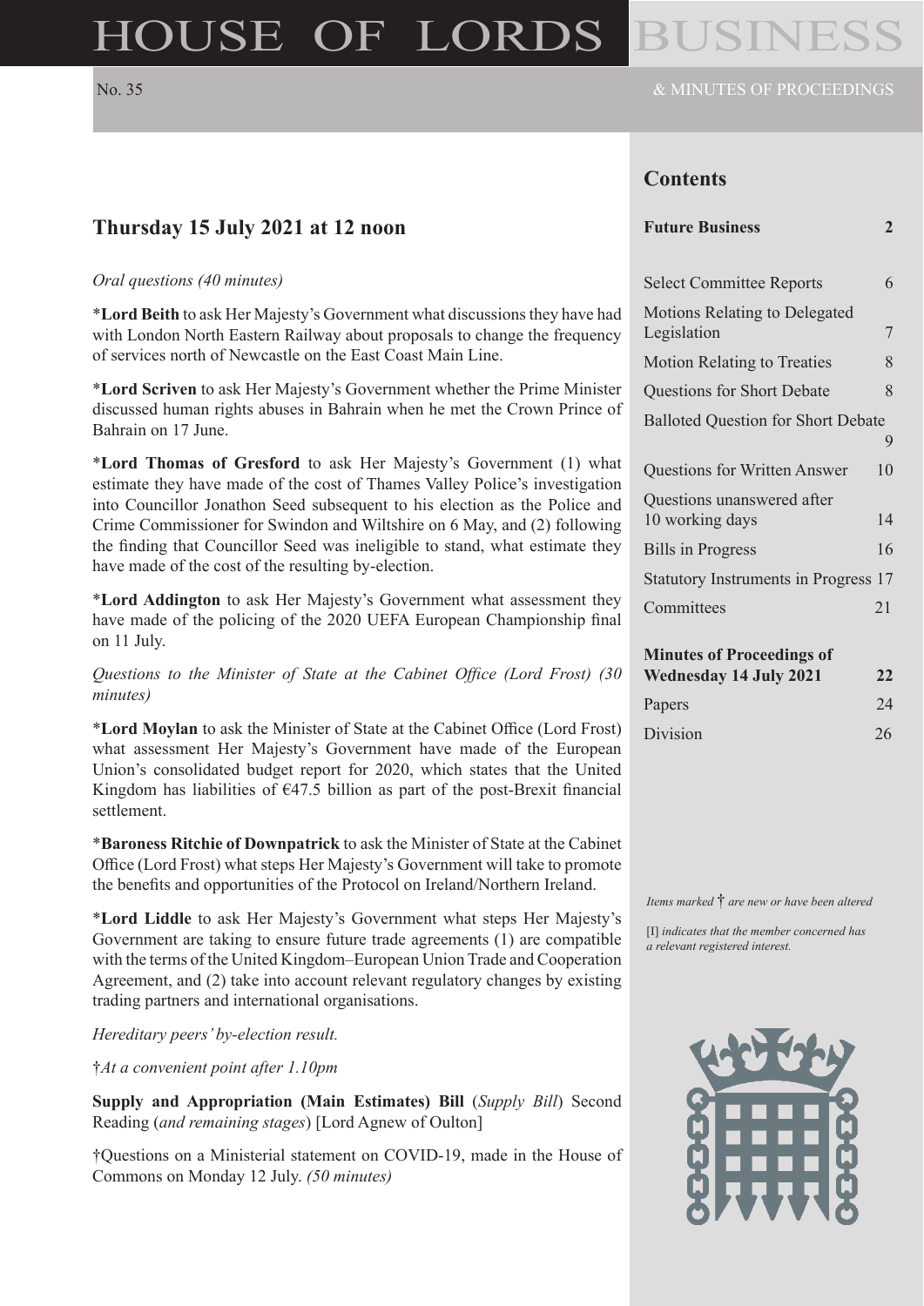# HOUSE OF LORDS BUSINESS

No. 35

& MINUTES OF PROCEEDINGS

## Thursday 15 July 2021 at 12 noon

*Oral questions (40 minutes)*

\***Lord Beith** to ask Her Majesty's Government what discussions they have had with London North Eastern Railway about proposals to change the frequency of services north of Newcastle on the East Coast Main Line.

\***Lord Scriven** to ask Her Majesty's Government whether the Prime Minister discussed human rights abuses in Bahrain when he met the Crown Prince of Bahrain on 17 June.

\***Lord Thomas of Gresford** to ask Her Majesty's Government (1) what estimate they have made of the cost of Thames Valley Police's investigation into Councillor Jonathon Seed subsequent to his election as the Police and Crime Commissioner for Swindon and Wiltshire on 6 May, and (2) following the finding that Councillor Seed was ineligible to stand, what estimate they have made of the cost of the resulting by-election.

\***Lord Addington** to ask Her Majesty's Government what assessment they have made of the policing of the 2020 UEFA European Championship final on 11 July.

*Questions to the Minister of State at the Cabinet Office (Lord Frost) (30 minutes)*

\***Lord Moylan** to ask the Minister of State at the Cabinet Office (Lord Frost) what assessment Her Majesty's Government have made of the European Union's consolidated budget report for 2020, which states that the United Kingdom has liabilities of €47.5 billion as part of the post-Brexit financial settlement.

\***Baroness Ritchie of Downpatrick** to ask the Minister of State at the Cabinet Office (Lord Frost) what steps Her Majesty's Government will take to promote the benefits and opportunities of the Protocol on Ireland/Northern Ireland.

\***Lord Liddle** to ask Her Majesty's Government what steps Her Majesty's Government are taking to ensure future trade agreements (1) are compatible with the terms of the United Kingdom–European Union Trade and Cooperation Agreement, and (2) take into account relevant regulatory changes by existing trading partners and international organisations.

*Hereditary peers' by-election result.*

†*At a convenient point after 1.10pm*

**Supply and Appropriation (Main Estimates) Bill** (*Supply Bill*) Second Reading (*and remaining stages*) [Lord Agnew of Oulton]

†Questions on a Ministerial statement on COVID-19, made in the House of Commons on Monday 12 July. *(50 minutes)*

## Contents

| | |
|---|---|
| **Future Business** | **2** |
| Select Committee Reports | 6 |
| Motions Relating to Delegated Legislation | 7 |
| Motion Relating to Treaties | 8 |
| Questions for Short Debate | 8 |
| Balloted Question for Short Debate | 9 |
| Questions for Written Answer | 10 |
| Questions unanswered after 10 working days | 14 |
| Bills in Progress | 16 |
| Statutory Instruments in Progress | 17 |
| Committees | 21 |
| **Minutes of Proceedings of Wednesday 14 July 2021** | **22** |
| Papers | 24 |
| Division | 26 |

*Items marked* † *are new or have been altered*

[I] *indicates that the member concerned has a relevant registered interest.*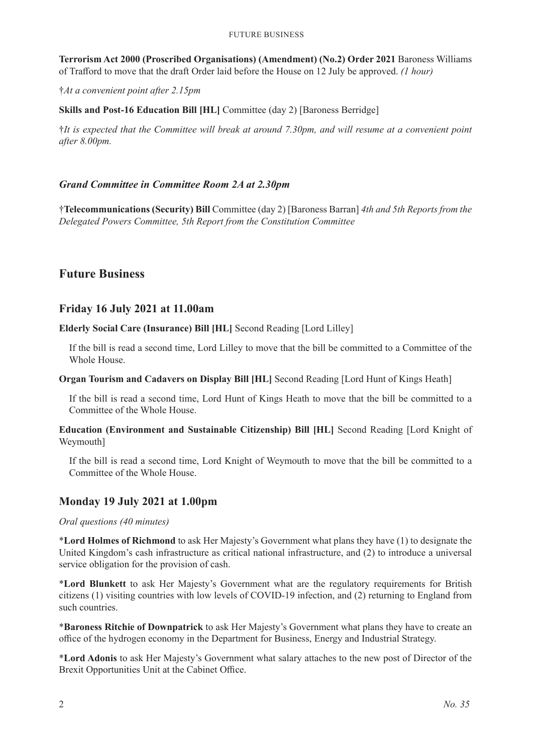**Terrorism Act 2000 (Proscribed Organisations) (Amendment) (No.2) Order 2021** Baroness Williams of Trafford to move that the draft Order laid before the House on 12 July be approved. *(1 hour)*

†*At a convenient point after 2.15pm*

**Skills and Post-16 Education Bill [HL]** Committee (day 2) [Baroness Berridge]

†*It is expected that the Committee will break at around 7.30pm, and will resume at a convenient point after 8.00pm.*

### *Grand Committee in Committee Room 2A at 2.30pm*

†**Telecommunications (Security) Bill** Committee (day 2) [Baroness Barran] *4th and 5th Reports from the Delegated Powers Committee, 5th Report from the Constitution Committee*

# Future Business

## Friday 16 July 2021 at 11.00am

**Elderly Social Care (Insurance) Bill [HL]** Second Reading [Lord Lilley]

If the bill is read a second time, Lord Lilley to move that the bill be committed to a Committee of the Whole House.

**Organ Tourism and Cadavers on Display Bill [HL]** Second Reading [Lord Hunt of Kings Heath]

If the bill is read a second time, Lord Hunt of Kings Heath to move that the bill be committed to a Committee of the Whole House.

**Education (Environment and Sustainable Citizenship) Bill [HL]** Second Reading [Lord Knight of Weymouth]

If the bill is read a second time, Lord Knight of Weymouth to move that the bill be committed to a Committee of the Whole House.

## Monday 19 July 2021 at 1.00pm

*Oral questions (40 minutes)*

\***Lord Holmes of Richmond** to ask Her Majesty's Government what plans they have (1) to designate the United Kingdom's cash infrastructure as critical national infrastructure, and (2) to introduce a universal service obligation for the provision of cash.

\***Lord Blunkett** to ask Her Majesty's Government what are the regulatory requirements for British citizens (1) visiting countries with low levels of COVID-19 infection, and (2) returning to England from such countries.

\***Baroness Ritchie of Downpatrick** to ask Her Majesty's Government what plans they have to create an office of the hydrogen economy in the Department for Business, Energy and Industrial Strategy.

\***Lord Adonis** to ask Her Majesty's Government what salary attaches to the new post of Director of the Brexit Opportunities Unit at the Cabinet Office.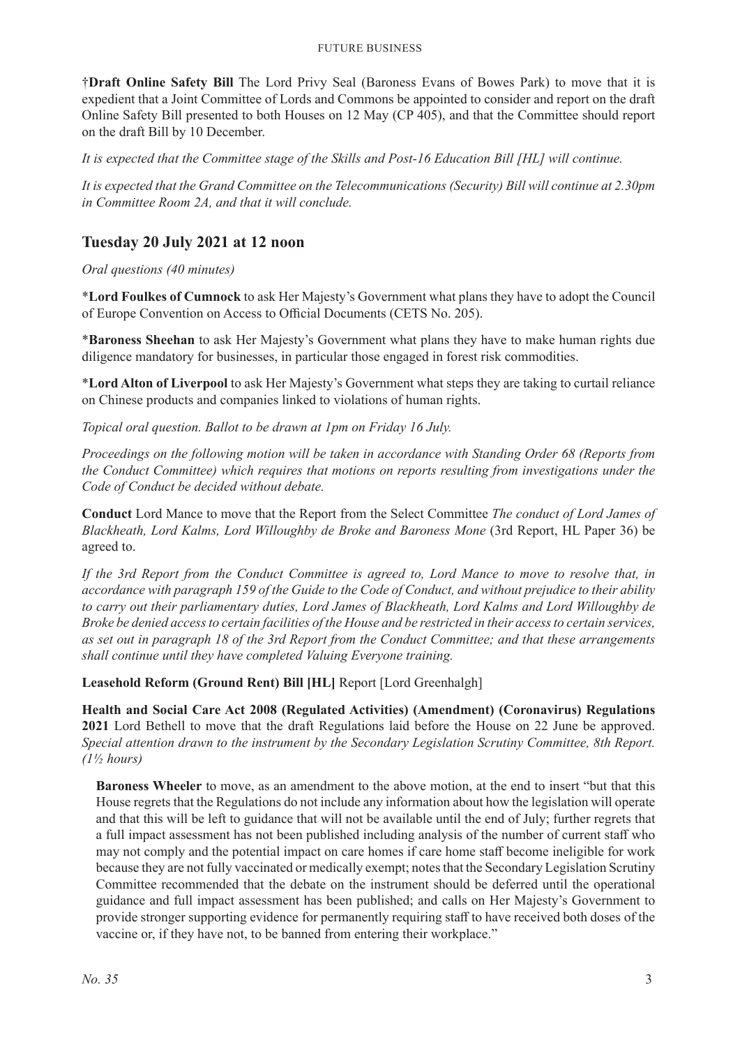†**Draft Online Safety Bill** The Lord Privy Seal (Baroness Evans of Bowes Park) to move that it is expedient that a Joint Committee of Lords and Commons be appointed to consider and report on the draft Online Safety Bill presented to both Houses on 12 May (CP 405), and that the Committee should report on the draft Bill by 10 December.

*It is expected that the Committee stage of the Skills and Post-16 Education Bill [HL] will continue.*

*It is expected that the Grand Committee on the Telecommunications (Security) Bill will continue at 2.30pm in Committee Room 2A, and that it will conclude.*

## Tuesday 20 July 2021 at 12 noon

*Oral questions (40 minutes)*

\***Lord Foulkes of Cumnock** to ask Her Majesty's Government what plans they have to adopt the Council of Europe Convention on Access to Official Documents (CETS No. 205).

\***Baroness Sheehan** to ask Her Majesty's Government what plans they have to make human rights due diligence mandatory for businesses, in particular those engaged in forest risk commodities.

\***Lord Alton of Liverpool** to ask Her Majesty's Government what steps they are taking to curtail reliance on Chinese products and companies linked to violations of human rights.

*Topical oral question. Ballot to be drawn at 1pm on Friday 16 July.*

*Proceedings on the following motion will be taken in accordance with Standing Order 68 (Reports from the Conduct Committee) which requires that motions on reports resulting from investigations under the Code of Conduct be decided without debate.*

**Conduct** Lord Mance to move that the Report from the Select Committee *The conduct of Lord James of Blackheath, Lord Kalms, Lord Willoughby de Broke and Baroness Mone* (3rd Report, HL Paper 36) be agreed to.

*If the 3rd Report from the Conduct Committee is agreed to, Lord Mance to move to resolve that, in accordance with paragraph 159 of the Guide to the Code of Conduct, and without prejudice to their ability to carry out their parliamentary duties, Lord James of Blackheath, Lord Kalms and Lord Willoughby de Broke be denied access to certain facilities of the House and be restricted in their access to certain services, as set out in paragraph 18 of the 3rd Report from the Conduct Committee; and that these arrangements shall continue until they have completed Valuing Everyone training.*

**Leasehold Reform (Ground Rent) Bill [HL]** Report [Lord Greenhalgh]

**Health and Social Care Act 2008 (Regulated Activities) (Amendment) (Coronavirus) Regulations 2021** Lord Bethell to move that the draft Regulations laid before the House on 22 June be approved. *Special attention drawn to the instrument by the Secondary Legislation Scrutiny Committee, 8th Report. (1½ hours)*

> **Baroness Wheeler** to move, as an amendment to the above motion, at the end to insert "but that this House regrets that the Regulations do not include any information about how the legislation will operate and that this will be left to guidance that will not be available until the end of July; further regrets that a full impact assessment has not been published including analysis of the number of current staff who may not comply and the potential impact on care homes if care home staff become ineligible for work because they are not fully vaccinated or medically exempt; notes that the Secondary Legislation Scrutiny Committee recommended that the debate on the instrument should be deferred until the operational guidance and full impact assessment has been published; and calls on Her Majesty's Government to provide stronger supporting evidence for permanently requiring staff to have received both doses of the vaccine or, if they have not, to be banned from entering their workplace."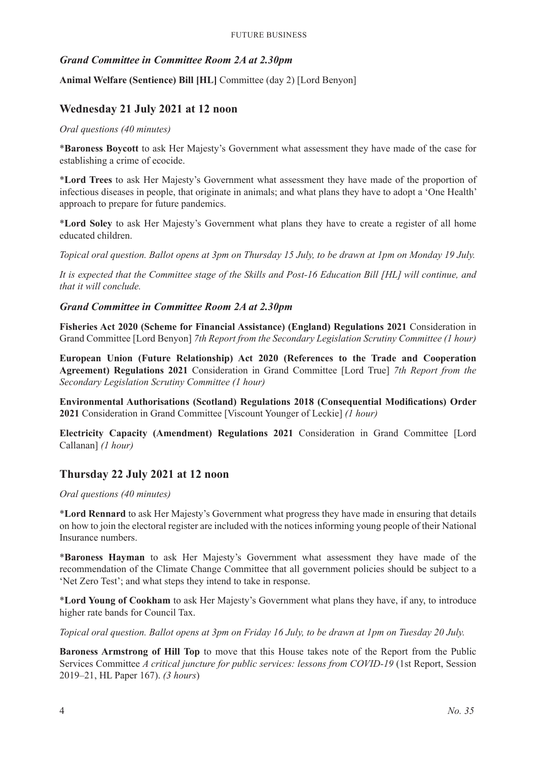### *Grand Committee in Committee Room 2A at 2.30pm*

**Animal Welfare (Sentience) Bill [HL]** Committee (day 2) [Lord Benyon]

## Wednesday 21 July 2021 at 12 noon

*Oral questions (40 minutes)*

*​**Baroness Boycott** to ask Her Majesty's Government what assessment they have made of the case for establishing a crime of ecocide.

*​**Lord Trees** to ask Her Majesty's Government what assessment they have made of the proportion of infectious diseases in people, that originate in animals; and what plans they have to adopt a 'One Health' approach to prepare for future pandemics.

*​**Lord Soley** to ask Her Majesty's Government what plans they have to create a register of all home educated children.

*Topical oral question. Ballot opens at 3pm on Thursday 15 July, to be drawn at 1pm on Monday 19 July.*

*It is expected that the Committee stage of the Skills and Post-16 Education Bill [HL] will continue, and that it will conclude.*

### *Grand Committee in Committee Room 2A at 2.30pm*

**Fisheries Act 2020 (Scheme for Financial Assistance) (England) Regulations 2021** Consideration in Grand Committee [Lord Benyon] *7th Report from the Secondary Legislation Scrutiny Committee (1 hour)*

**European Union (Future Relationship) Act 2020 (References to the Trade and Cooperation Agreement) Regulations 2021** Consideration in Grand Committee [Lord True] *7th Report from the Secondary Legislation Scrutiny Committee (1 hour)*

**Environmental Authorisations (Scotland) Regulations 2018 (Consequential Modifications) Order 2021** Consideration in Grand Committee [Viscount Younger of Leckie] *(1 hour)*

**Electricity Capacity (Amendment) Regulations 2021** Consideration in Grand Committee [Lord Callanan] *(1 hour)*

## Thursday 22 July 2021 at 12 noon

*Oral questions (40 minutes)*

*​**Lord Rennard** to ask Her Majesty's Government what progress they have made in ensuring that details on how to join the electoral register are included with the notices informing young people of their National Insurance numbers.

*​**Baroness Hayman** to ask Her Majesty's Government what assessment they have made of the recommendation of the Climate Change Committee that all government policies should be subject to a 'Net Zero Test'; and what steps they intend to take in response.

*​**Lord Young of Cookham** to ask Her Majesty's Government what plans they have, if any, to introduce higher rate bands for Council Tax.

*Topical oral question. Ballot opens at 3pm on Friday 16 July, to be drawn at 1pm on Tuesday 20 July.*

**Baroness Armstrong of Hill Top** to move that this House takes note of the Report from the Public Services Committee *A critical juncture for public services: lessons from COVID-19* (1st Report, Session 2019–21, HL Paper 167). *(3 hours)*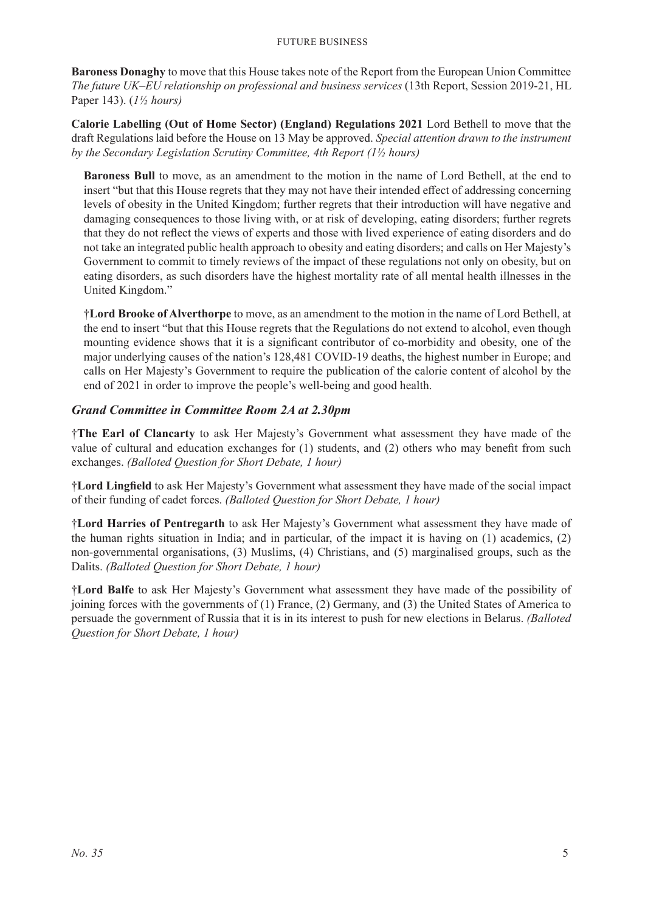**Baroness Donaghy** to move that this House takes note of the Report from the European Union Committee *The future UK–EU relationship on professional and business services* (13th Report, Session 2019-21, HL Paper 143). (*1½ hours)*

**Calorie Labelling (Out of Home Sector) (England) Regulations 2021** Lord Bethell to move that the draft Regulations laid before the House on 13 May be approved. *Special attention drawn to the instrument by the Secondary Legislation Scrutiny Committee, 4th Report (1½ hours)*

> **Baroness Bull** to move, as an amendment to the motion in the name of Lord Bethell, at the end to insert "but that this House regrets that they may not have their intended effect of addressing concerning levels of obesity in the United Kingdom; further regrets that their introduction will have negative and damaging consequences to those living with, or at risk of developing, eating disorders; further regrets that they do not reflect the views of experts and those with lived experience of eating disorders and do not take an integrated public health approach to obesity and eating disorders; and calls on Her Majesty's Government to commit to timely reviews of the impact of these regulations not only on obesity, but on eating disorders, as such disorders have the highest mortality rate of all mental health illnesses in the United Kingdom."
>
> †**Lord Brooke of Alverthorpe** to move, as an amendment to the motion in the name of Lord Bethell, at the end to insert "but that this House regrets that the Regulations do not extend to alcohol, even though mounting evidence shows that it is a significant contributor of co-morbidity and obesity, one of the major underlying causes of the nation's 128,481 COVID-19 deaths, the highest number in Europe; and calls on Her Majesty's Government to require the publication of the calorie content of alcohol by the end of 2021 in order to improve the people's well-being and good health.

### *Grand Committee in Committee Room 2A at 2.30pm*

†**The Earl of Clancarty** to ask Her Majesty's Government what assessment they have made of the value of cultural and education exchanges for (1) students, and (2) others who may benefit from such exchanges. *(Balloted Question for Short Debate, 1 hour)*

†**Lord Lingfield** to ask Her Majesty's Government what assessment they have made of the social impact of their funding of cadet forces. *(Balloted Question for Short Debate, 1 hour)*

†**Lord Harries of Pentregarth** to ask Her Majesty's Government what assessment they have made of the human rights situation in India; and in particular, of the impact it is having on (1) academics, (2) non-governmental organisations, (3) Muslims, (4) Christians, and (5) marginalised groups, such as the Dalits. *(Balloted Question for Short Debate, 1 hour)*

†**Lord Balfe** to ask Her Majesty's Government what assessment they have made of the possibility of joining forces with the governments of (1) France, (2) Germany, and (3) the United States of America to persuade the government of Russia that it is in its interest to push for new elections in Belarus. *(Balloted Question for Short Debate, 1 hour)*

*No. 35*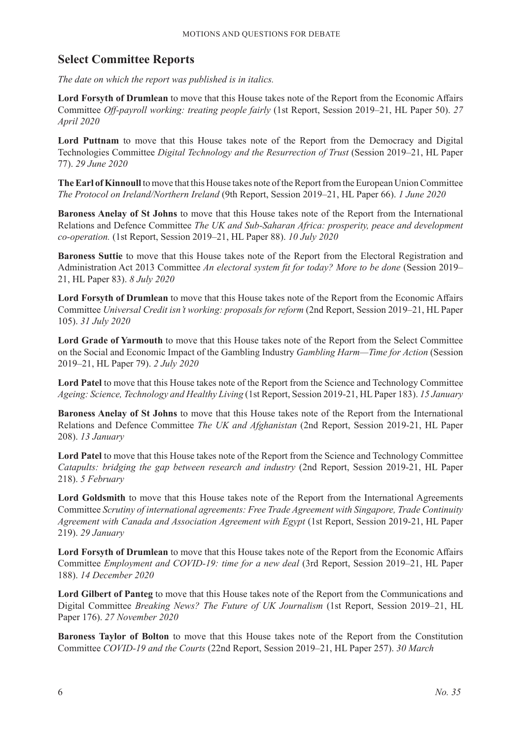## Select Committee Reports

*The date on which the report was published is in italics.*

**Lord Forsyth of Drumlean** to move that this House takes note of the Report from the Economic Affairs Committee *Off-payroll working: treating people fairly* (1st Report, Session 2019–21, HL Paper 50). *27 April 2020*

**Lord Puttnam** to move that this House takes note of the Report from the Democracy and Digital Technologies Committee *Digital Technology and the Resurrection of Trust* (Session 2019–21, HL Paper 77). *29 June 2020*

**The Earl of Kinnoull** to move that this House takes note of the Report from the European Union Committee *The Protocol on Ireland/Northern Ireland* (9th Report, Session 2019–21, HL Paper 66). *1 June 2020*

**Baroness Anelay of St Johns** to move that this House takes note of the Report from the International Relations and Defence Committee *The UK and Sub-Saharan Africa: prosperity, peace and development co-operation.* (1st Report, Session 2019–21, HL Paper 88). *10 July 2020*

**Baroness Suttie** to move that this House takes note of the Report from the Electoral Registration and Administration Act 2013 Committee *An electoral system fit for today? More to be done* (Session 2019–21, HL Paper 83). *8 July 2020*

**Lord Forsyth of Drumlean** to move that this House takes note of the Report from the Economic Affairs Committee *Universal Credit isn't working: proposals for reform* (2nd Report, Session 2019–21, HL Paper 105). *31 July 2020*

**Lord Grade of Yarmouth** to move that this House takes note of the Report from the Select Committee on the Social and Economic Impact of the Gambling Industry *Gambling Harm—Time for Action* (Session 2019–21, HL Paper 79). *2 July 2020*

**Lord Patel** to move that this House takes note of the Report from the Science and Technology Committee *Ageing: Science, Technology and Healthy Living* (1st Report, Session 2019-21, HL Paper 183). *15 January*

**Baroness Anelay of St Johns** to move that this House takes note of the Report from the International Relations and Defence Committee *The UK and Afghanistan* (2nd Report, Session 2019-21, HL Paper 208). *13 January*

**Lord Patel** to move that this House takes note of the Report from the Science and Technology Committee *Catapults: bridging the gap between research and industry* (2nd Report, Session 2019-21, HL Paper 218). *5 February*

**Lord Goldsmith** to move that this House takes note of the Report from the International Agreements Committee *Scrutiny of international agreements: Free Trade Agreement with Singapore, Trade Continuity Agreement with Canada and Association Agreement with Egypt* (1st Report, Session 2019-21, HL Paper 219). *29 January*

**Lord Forsyth of Drumlean** to move that this House takes note of the Report from the Economic Affairs Committee *Employment and COVID-19: time for a new deal* (3rd Report, Session 2019–21, HL Paper 188). *14 December 2020*

**Lord Gilbert of Panteg** to move that this House takes note of the Report from the Communications and Digital Committee *Breaking News? The Future of UK Journalism* (1st Report, Session 2019–21, HL Paper 176). *27 November 2020*

**Baroness Taylor of Bolton** to move that this House takes note of the Report from the Constitution Committee *COVID-19 and the Courts* (22nd Report, Session 2019–21, HL Paper 257). *30 March*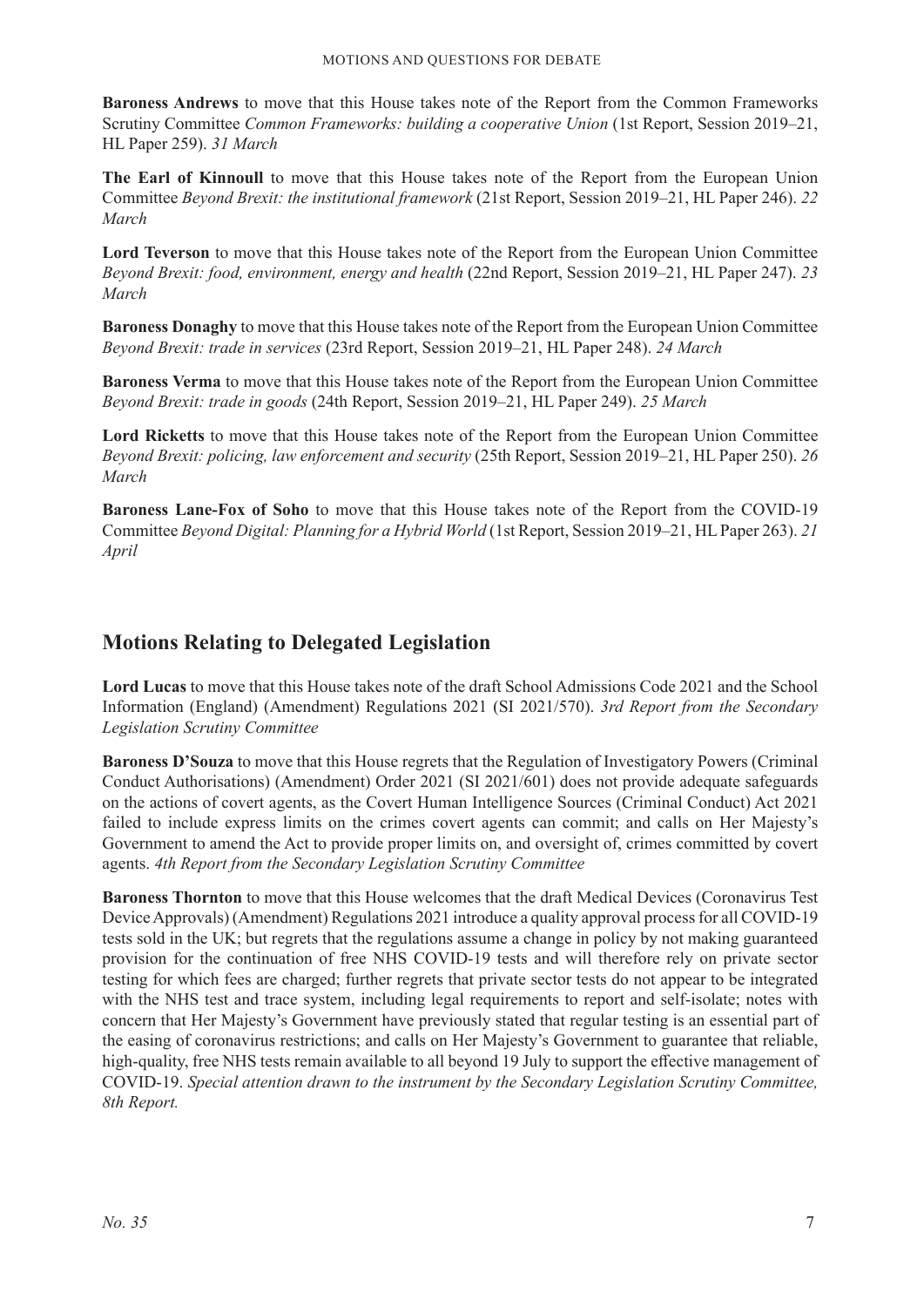**Baroness Andrews** to move that this House takes note of the Report from the Common Frameworks Scrutiny Committee *Common Frameworks: building a cooperative Union* (1st Report, Session 2019–21, HL Paper 259). *31 March*

**The Earl of Kinnoull** to move that this House takes note of the Report from the European Union Committee *Beyond Brexit: the institutional framework* (21st Report, Session 2019–21, HL Paper 246). *22 March*

**Lord Teverson** to move that this House takes note of the Report from the European Union Committee *Beyond Brexit: food, environment, energy and health* (22nd Report, Session 2019–21, HL Paper 247). *23 March*

**Baroness Donaghy** to move that this House takes note of the Report from the European Union Committee *Beyond Brexit: trade in services* (23rd Report, Session 2019–21, HL Paper 248). *24 March*

**Baroness Verma** to move that this House takes note of the Report from the European Union Committee *Beyond Brexit: trade in goods* (24th Report, Session 2019–21, HL Paper 249). *25 March*

**Lord Ricketts** to move that this House takes note of the Report from the European Union Committee *Beyond Brexit: policing, law enforcement and security* (25th Report, Session 2019–21, HL Paper 250). *26 March*

**Baroness Lane-Fox of Soho** to move that this House takes note of the Report from the COVID-19 Committee *Beyond Digital: Planning for a Hybrid World* (1st Report, Session 2019–21, HL Paper 263). *21 April*

## Motions Relating to Delegated Legislation

**Lord Lucas** to move that this House takes note of the draft School Admissions Code 2021 and the School Information (England) (Amendment) Regulations 2021 (SI 2021/570). *3rd Report from the Secondary Legislation Scrutiny Committee*

**Baroness D'Souza** to move that this House regrets that the Regulation of Investigatory Powers (Criminal Conduct Authorisations) (Amendment) Order 2021 (SI 2021/601) does not provide adequate safeguards on the actions of covert agents, as the Covert Human Intelligence Sources (Criminal Conduct) Act 2021 failed to include express limits on the crimes covert agents can commit; and calls on Her Majesty's Government to amend the Act to provide proper limits on, and oversight of, crimes committed by covert agents. *4th Report from the Secondary Legislation Scrutiny Committee*

**Baroness Thornton** to move that this House welcomes that the draft Medical Devices (Coronavirus Test Device Approvals) (Amendment) Regulations 2021 introduce a quality approval process for all COVID-19 tests sold in the UK; but regrets that the regulations assume a change in policy by not making guaranteed provision for the continuation of free NHS COVID-19 tests and will therefore rely on private sector testing for which fees are charged; further regrets that private sector tests do not appear to be integrated with the NHS test and trace system, including legal requirements to report and self-isolate; notes with concern that Her Majesty's Government have previously stated that regular testing is an essential part of the easing of coronavirus restrictions; and calls on Her Majesty's Government to guarantee that reliable, high-quality, free NHS tests remain available to all beyond 19 July to support the effective management of COVID-19. *Special attention drawn to the instrument by the Secondary Legislation Scrutiny Committee, 8th Report.*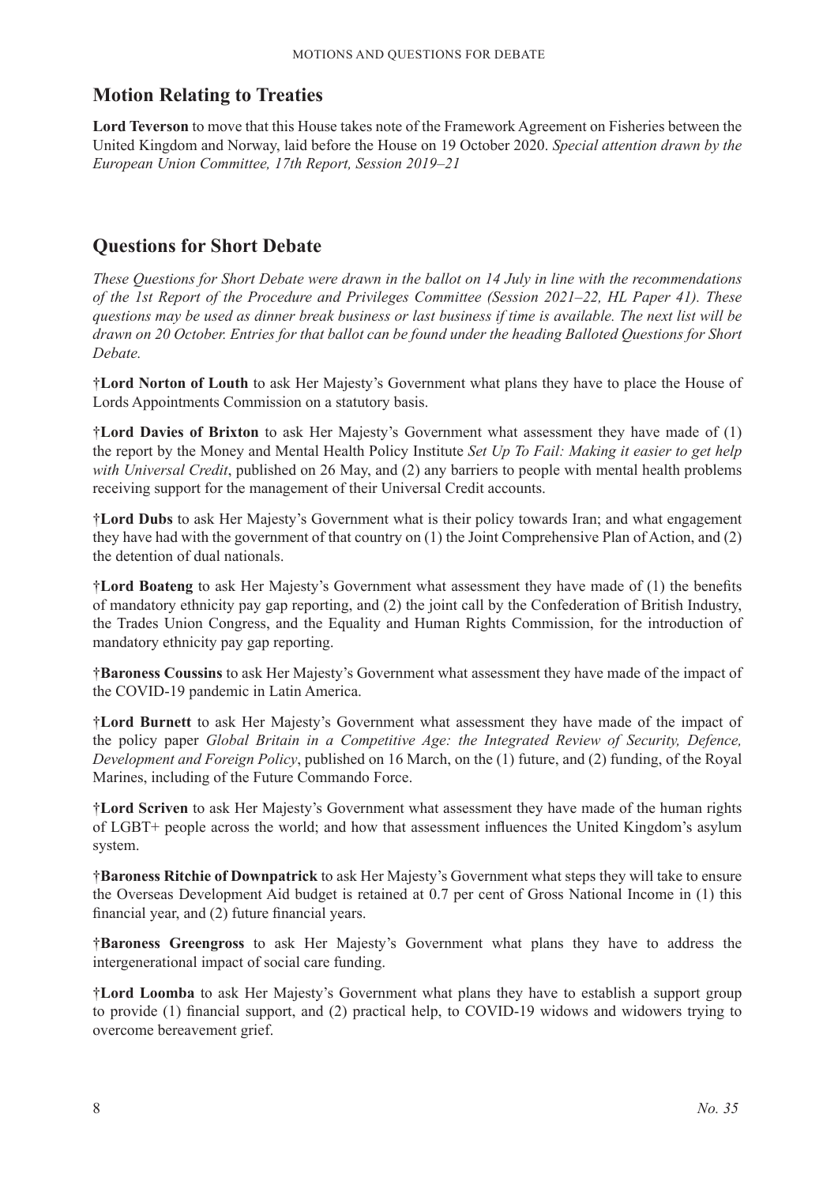## Motion Relating to Treaties

**Lord Teverson** to move that this House takes note of the Framework Agreement on Fisheries between the United Kingdom and Norway, laid before the House on 19 October 2020. *Special attention drawn by the European Union Committee, 17th Report, Session 2019–21*

## Questions for Short Debate

*These Questions for Short Debate were drawn in the ballot on 14 July in line with the recommendations of the 1st Report of the Procedure and Privileges Committee (Session 2021–22, HL Paper 41). These questions may be used as dinner break business or last business if time is available. The next list will be drawn on 20 October. Entries for that ballot can be found under the heading Balloted Questions for Short Debate.*

†**Lord Norton of Louth** to ask Her Majesty's Government what plans they have to place the House of Lords Appointments Commission on a statutory basis.

†**Lord Davies of Brixton** to ask Her Majesty's Government what assessment they have made of (1) the report by the Money and Mental Health Policy Institute *Set Up To Fail: Making it easier to get help with Universal Credit*, published on 26 May, and (2) any barriers to people with mental health problems receiving support for the management of their Universal Credit accounts.

†**Lord Dubs** to ask Her Majesty's Government what is their policy towards Iran; and what engagement they have had with the government of that country on (1) the Joint Comprehensive Plan of Action, and (2) the detention of dual nationals.

†**Lord Boateng** to ask Her Majesty's Government what assessment they have made of (1) the benefits of mandatory ethnicity pay gap reporting, and (2) the joint call by the Confederation of British Industry, the Trades Union Congress, and the Equality and Human Rights Commission, for the introduction of mandatory ethnicity pay gap reporting.

†**Baroness Coussins** to ask Her Majesty's Government what assessment they have made of the impact of the COVID-19 pandemic in Latin America.

†**Lord Burnett** to ask Her Majesty's Government what assessment they have made of the impact of the policy paper *Global Britain in a Competitive Age: the Integrated Review of Security, Defence, Development and Foreign Policy*, published on 16 March, on the (1) future, and (2) funding, of the Royal Marines, including of the Future Commando Force.

†**Lord Scriven** to ask Her Majesty's Government what assessment they have made of the human rights of LGBT+ people across the world; and how that assessment influences the United Kingdom's asylum system.

†**Baroness Ritchie of Downpatrick** to ask Her Majesty's Government what steps they will take to ensure the Overseas Development Aid budget is retained at 0.7 per cent of Gross National Income in (1) this financial year, and (2) future financial years.

†**Baroness Greengross** to ask Her Majesty's Government what plans they have to address the intergenerational impact of social care funding.

†**Lord Loomba** to ask Her Majesty's Government what plans they have to establish a support group to provide (1) financial support, and (2) practical help, to COVID-19 widows and widowers trying to overcome bereavement grief.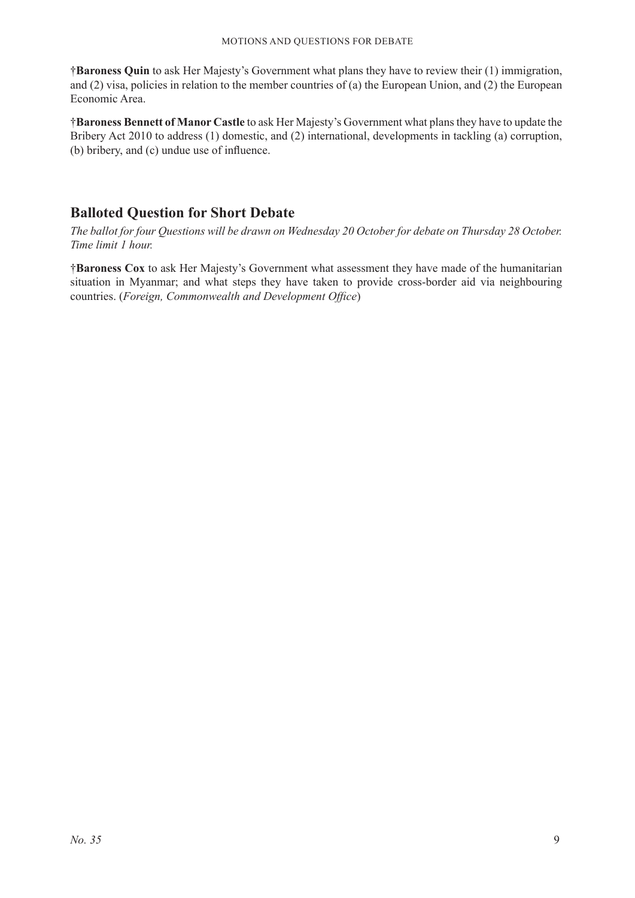†**Baroness Quin** to ask Her Majesty's Government what plans they have to review their (1) immigration, and (2) visa, policies in relation to the member countries of (a) the European Union, and (2) the European Economic Area.

†**Baroness Bennett of Manor Castle** to ask Her Majesty's Government what plans they have to update the Bribery Act 2010 to address (1) domestic, and (2) international, developments in tackling (a) corruption, (b) bribery, and (c) undue use of influence.

## Balloted Question for Short Debate

*The ballot for four Questions will be drawn on Wednesday 20 October for debate on Thursday 28 October. Time limit 1 hour.*

†**Baroness Cox** to ask Her Majesty's Government what assessment they have made of the humanitarian situation in Myanmar; and what steps they have taken to provide cross-border aid via neighbouring countries. (*Foreign, Commonwealth and Development Office*)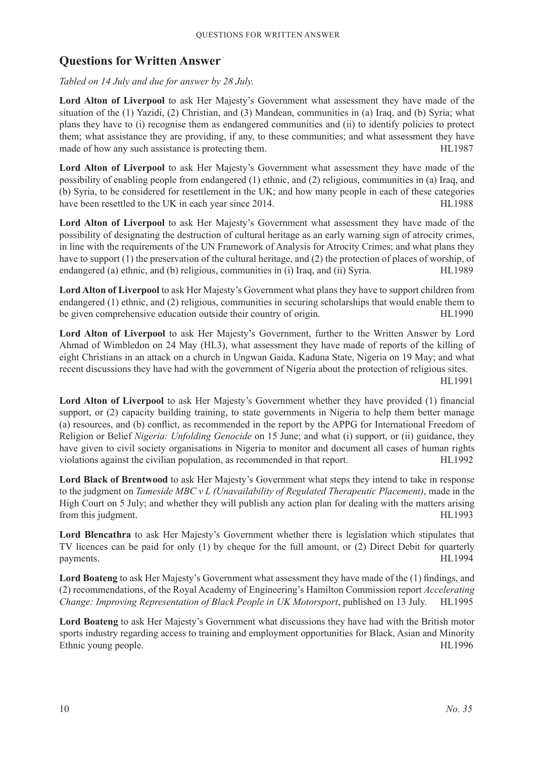## Questions for Written Answer

*Tabled on 14 July and due for answer by 28 July.*

**Lord Alton of Liverpool** to ask Her Majesty's Government what assessment they have made of the situation of the (1) Yazidi, (2) Christian, and (3) Mandean, communities in (a) Iraq, and (b) Syria; what plans they have to (i) recognise them as endangered communities and (ii) to identify policies to protect them; what assistance they are providing, if any, to these communities; and what assessment they have made of how any such assistance is protecting them. HL1987

**Lord Alton of Liverpool** to ask Her Majesty's Government what assessment they have made of the possibility of enabling people from endangered (1) ethnic, and (2) religious, communities in (a) Iraq, and (b) Syria, to be considered for resettlement in the UK; and how many people in each of these categories have been resettled to the UK in each year since 2014. HL1988

**Lord Alton of Liverpool** to ask Her Majesty's Government what assessment they have made of the possibility of designating the destruction of cultural heritage as an early warning sign of atrocity crimes, in line with the requirements of the UN Framework of Analysis for Atrocity Crimes; and what plans they have to support (1) the preservation of the cultural heritage, and (2) the protection of places of worship, of endangered (a) ethnic, and (b) religious, communities in (i) Iraq, and (ii) Syria. HL1989

**Lord Alton of Liverpool** to ask Her Majesty's Government what plans they have to support children from endangered (1) ethnic, and (2) religious, communities in securing scholarships that would enable them to be given comprehensive education outside their country of origin. HL1990

**Lord Alton of Liverpool** to ask Her Majesty's Government, further to the Written Answer by Lord Ahmad of Wimbledon on 24 May (HL3), what assessment they have made of reports of the killing of eight Christians in an attack on a church in Ungwan Gaida, Kaduna State, Nigeria on 19 May; and what recent discussions they have had with the government of Nigeria about the protection of religious sites. HL1991

**Lord Alton of Liverpool** to ask Her Majesty's Government whether they have provided (1) financial support, or (2) capacity building training, to state governments in Nigeria to help them better manage (a) resources, and (b) conflict, as recommended in the report by the APPG for International Freedom of Religion or Belief *Nigeria: Unfolding Genocide* on 15 June; and what (i) support, or (ii) guidance, they have given to civil society organisations in Nigeria to monitor and document all cases of human rights violations against the civilian population, as recommended in that report. HL1992

**Lord Black of Brentwood** to ask Her Majesty's Government what steps they intend to take in response to the judgment on *Tameside MBC v L (Unavailability of Regulated Therapeutic Placement)*, made in the High Court on 5 July; and whether they will publish any action plan for dealing with the matters arising from this judgment. HL1993

**Lord Blencathra** to ask Her Majesty's Government whether there is legislation which stipulates that TV licences can be paid for only (1) by cheque for the full amount, or (2) Direct Debit for quarterly payments. HL1994

**Lord Boateng** to ask Her Majesty's Government what assessment they have made of the (1) findings, and (2) recommendations, of the Royal Academy of Engineering's Hamilton Commission report *Accelerating Change: Improving Representation of Black People in UK Motorsport*, published on 13 July. HL1995

**Lord Boateng** to ask Her Majesty's Government what discussions they have had with the British motor sports industry regarding access to training and employment opportunities for Black, Asian and Minority Ethnic young people. HL1996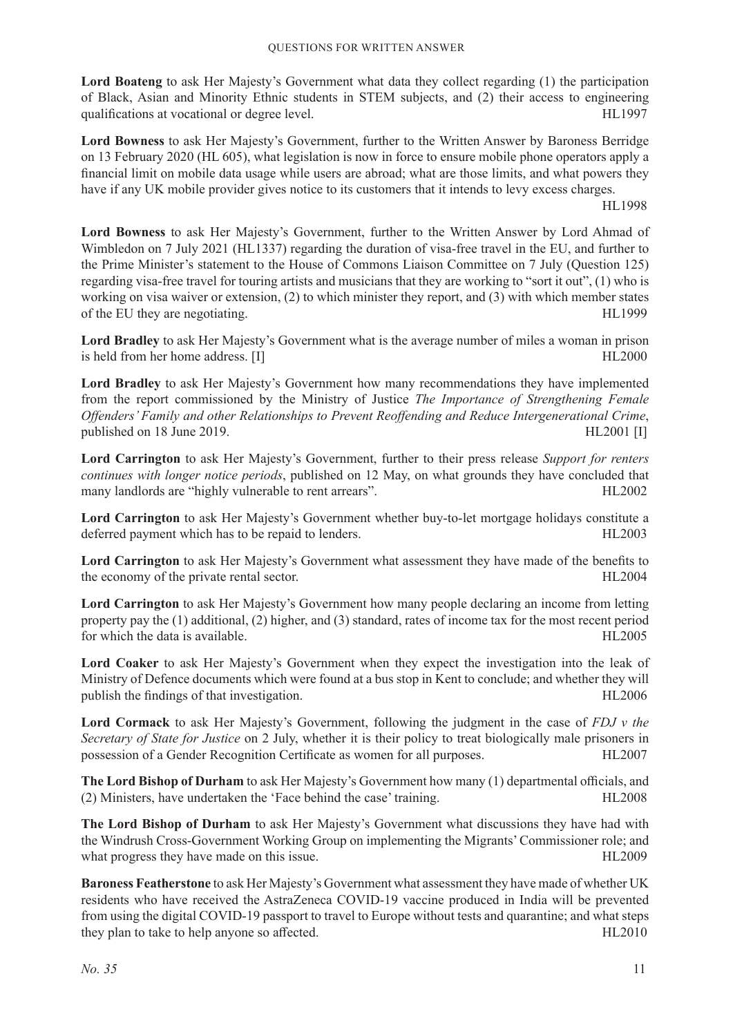**Lord Boateng** to ask Her Majesty's Government what data they collect regarding (1) the participation of Black, Asian and Minority Ethnic students in STEM subjects, and (2) their access to engineering qualifications at vocational or degree level. HL1997

**Lord Bowness** to ask Her Majesty's Government, further to the Written Answer by Baroness Berridge on 13 February 2020 (HL 605), what legislation is now in force to ensure mobile phone operators apply a financial limit on mobile data usage while users are abroad; what are those limits, and what powers they have if any UK mobile provider gives notice to its customers that it intends to levy excess charges. HL1998

**Lord Bowness** to ask Her Majesty's Government, further to the Written Answer by Lord Ahmad of Wimbledon on 7 July 2021 (HL1337) regarding the duration of visa-free travel in the EU, and further to the Prime Minister's statement to the House of Commons Liaison Committee on 7 July (Question 125) regarding visa-free travel for touring artists and musicians that they are working to "sort it out", (1) who is working on visa waiver or extension, (2) to which minister they report, and (3) with which member states of the EU they are negotiating. HL1999

**Lord Bradley** to ask Her Majesty's Government what is the average number of miles a woman in prison is held from her home address. [I] HL2000

**Lord Bradley** to ask Her Majesty's Government how many recommendations they have implemented from the report commissioned by the Ministry of Justice *The Importance of Strengthening Female Offenders' Family and other Relationships to Prevent Reoffending and Reduce Intergenerational Crime*, published on 18 June 2019. HL2001 [I]

**Lord Carrington** to ask Her Majesty's Government, further to their press release *Support for renters continues with longer notice periods*, published on 12 May, on what grounds they have concluded that many landlords are "highly vulnerable to rent arrears". HL2002

**Lord Carrington** to ask Her Majesty's Government whether buy-to-let mortgage holidays constitute a deferred payment which has to be repaid to lenders. HL2003

**Lord Carrington** to ask Her Majesty's Government what assessment they have made of the benefits to the economy of the private rental sector. HL2004

**Lord Carrington** to ask Her Majesty's Government how many people declaring an income from letting property pay the (1) additional, (2) higher, and (3) standard, rates of income tax for the most recent period for which the data is available. HL2005

**Lord Coaker** to ask Her Majesty's Government when they expect the investigation into the leak of Ministry of Defence documents which were found at a bus stop in Kent to conclude; and whether they will publish the findings of that investigation. HL2006

**Lord Cormack** to ask Her Majesty's Government, following the judgment in the case of *FDJ v the Secretary of State for Justice* on 2 July, whether it is their policy to treat biologically male prisoners in possession of a Gender Recognition Certificate as women for all purposes. HL2007

**The Lord Bishop of Durham** to ask Her Majesty's Government how many (1) departmental officials, and (2) Ministers, have undertaken the 'Face behind the case' training. HL2008

**The Lord Bishop of Durham** to ask Her Majesty's Government what discussions they have had with the Windrush Cross-Government Working Group on implementing the Migrants' Commissioner role; and what progress they have made on this issue. HL2009

**Baroness Featherstone** to ask Her Majesty's Government what assessment they have made of whether UK residents who have received the AstraZeneca COVID-19 vaccine produced in India will be prevented from using the digital COVID-19 passport to travel to Europe without tests and quarantine; and what steps they plan to take to help anyone so affected. HL2010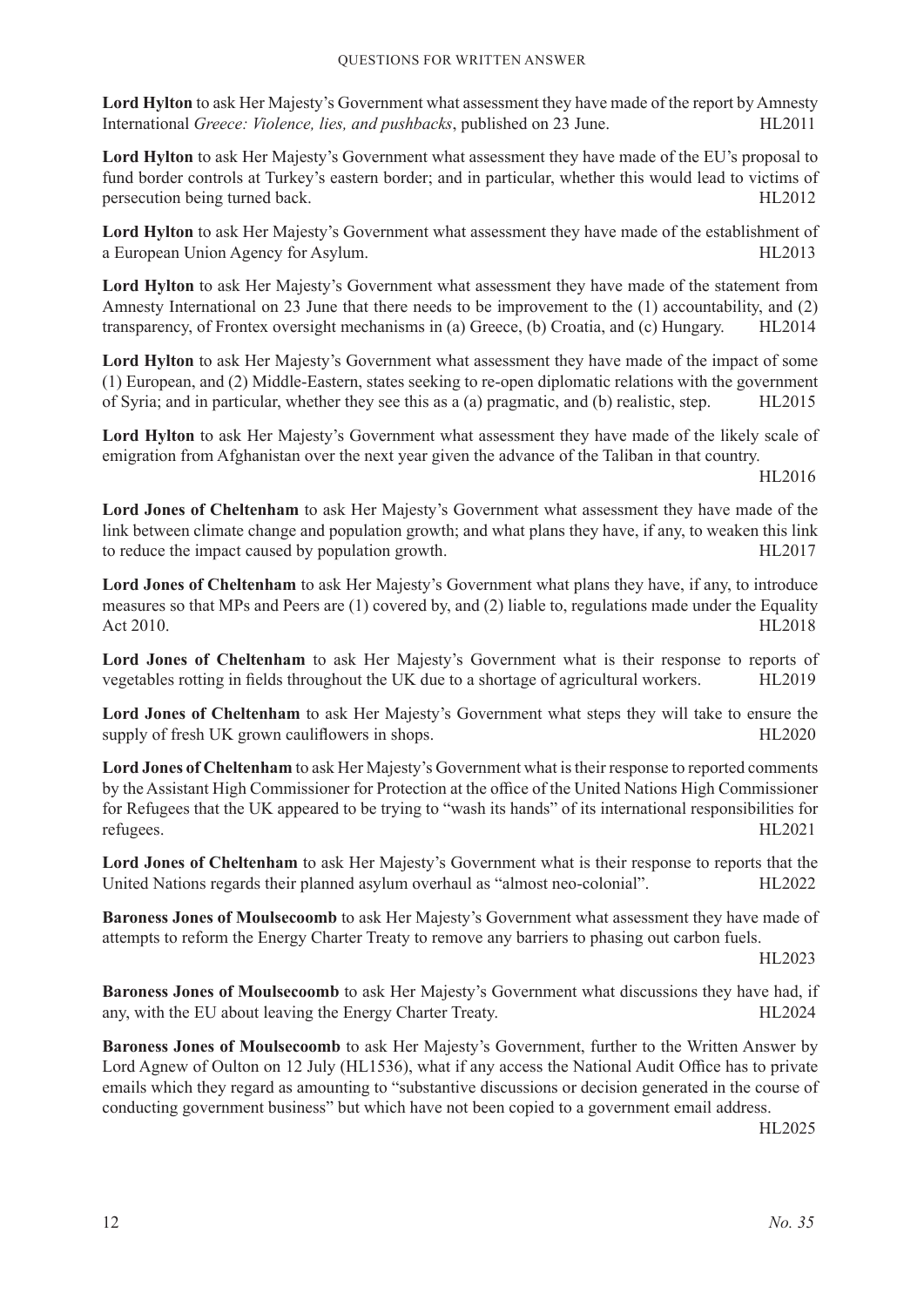**Lord Hylton** to ask Her Majesty's Government what assessment they have made of the report by Amnesty International *Greece: Violence, lies, and pushbacks*, published on 23 June. HL2011

**Lord Hylton** to ask Her Majesty's Government what assessment they have made of the EU's proposal to fund border controls at Turkey's eastern border; and in particular, whether this would lead to victims of persecution being turned back. HL2012

**Lord Hylton** to ask Her Majesty's Government what assessment they have made of the establishment of a European Union Agency for Asylum. HL2013

**Lord Hylton** to ask Her Majesty's Government what assessment they have made of the statement from Amnesty International on 23 June that there needs to be improvement to the (1) accountability, and (2) transparency, of Frontex oversight mechanisms in (a) Greece, (b) Croatia, and (c) Hungary. HL2014

**Lord Hylton** to ask Her Majesty's Government what assessment they have made of the impact of some (1) European, and (2) Middle-Eastern, states seeking to re-open diplomatic relations with the government of Syria; and in particular, whether they see this as a (a) pragmatic, and (b) realistic, step. HL2015

**Lord Hylton** to ask Her Majesty's Government what assessment they have made of the likely scale of emigration from Afghanistan over the next year given the advance of the Taliban in that country. HL2016

**Lord Jones of Cheltenham** to ask Her Majesty's Government what assessment they have made of the link between climate change and population growth; and what plans they have, if any, to weaken this link to reduce the impact caused by population growth. HL2017

**Lord Jones of Cheltenham** to ask Her Majesty's Government what plans they have, if any, to introduce measures so that MPs and Peers are (1) covered by, and (2) liable to, regulations made under the Equality Act 2010. HL2018

**Lord Jones of Cheltenham** to ask Her Majesty's Government what is their response to reports of vegetables rotting in fields throughout the UK due to a shortage of agricultural workers. HL2019

**Lord Jones of Cheltenham** to ask Her Majesty's Government what steps they will take to ensure the supply of fresh UK grown cauliflowers in shops. HL2020

**Lord Jones of Cheltenham** to ask Her Majesty's Government what is their response to reported comments by the Assistant High Commissioner for Protection at the office of the United Nations High Commissioner for Refugees that the UK appeared to be trying to "wash its hands" of its international responsibilities for refugees. HL2021

**Lord Jones of Cheltenham** to ask Her Majesty's Government what is their response to reports that the United Nations regards their planned asylum overhaul as "almost neo-colonial". HL2022

**Baroness Jones of Moulsecoomb** to ask Her Majesty's Government what assessment they have made of attempts to reform the Energy Charter Treaty to remove any barriers to phasing out carbon fuels. HL2023

**Baroness Jones of Moulsecoomb** to ask Her Majesty's Government what discussions they have had, if any, with the EU about leaving the Energy Charter Treaty. HL2024

**Baroness Jones of Moulsecoomb** to ask Her Majesty's Government, further to the Written Answer by Lord Agnew of Oulton on 12 July (HL1536), what if any access the National Audit Office has to private emails which they regard as amounting to "substantive discussions or decision generated in the course of conducting government business" but which have not been copied to a government email address. HL2025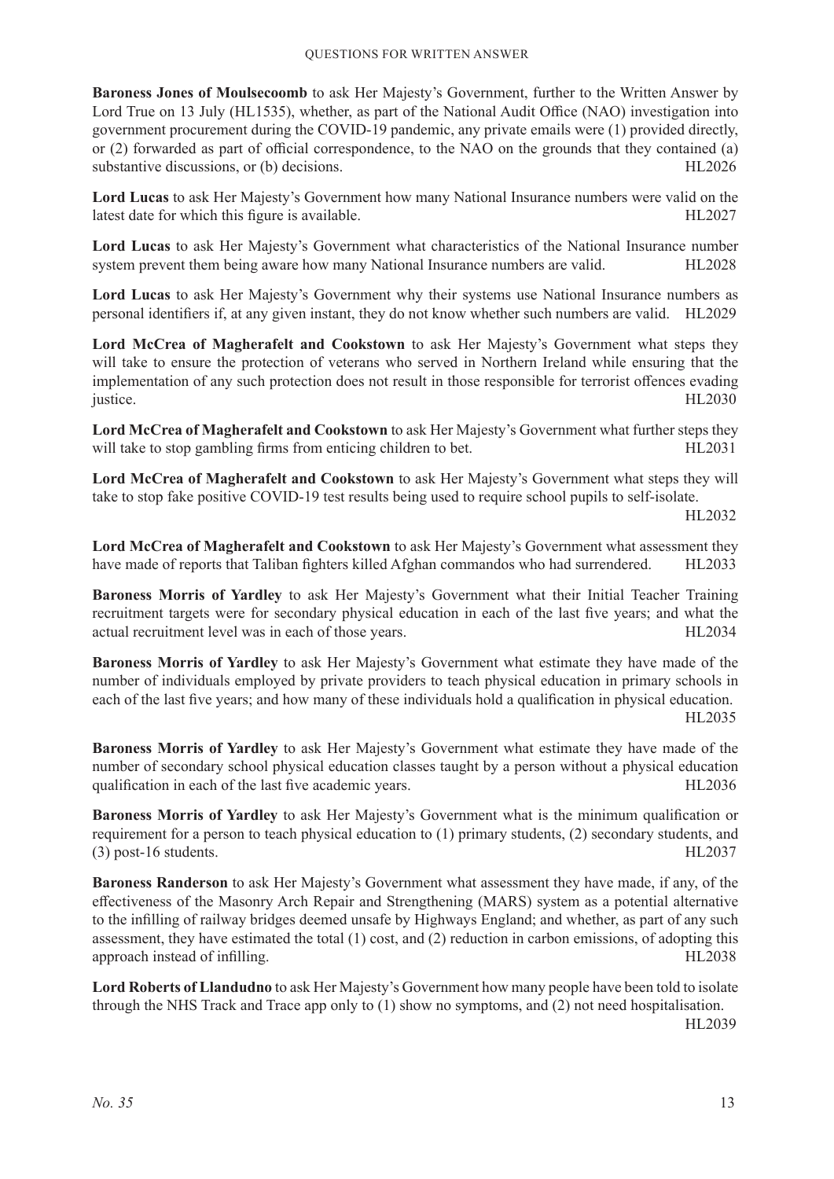**Baroness Jones of Moulsecoomb** to ask Her Majesty's Government, further to the Written Answer by Lord True on 13 July (HL1535), whether, as part of the National Audit Office (NAO) investigation into government procurement during the COVID-19 pandemic, any private emails were (1) provided directly, or (2) forwarded as part of official correspondence, to the NAO on the grounds that they contained (a) substantive discussions, or (b) decisions. HL2026

**Lord Lucas** to ask Her Majesty's Government how many National Insurance numbers were valid on the latest date for which this figure is available. HL2027

**Lord Lucas** to ask Her Majesty's Government what characteristics of the National Insurance number system prevent them being aware how many National Insurance numbers are valid. HL2028

**Lord Lucas** to ask Her Majesty's Government why their systems use National Insurance numbers as personal identifiers if, at any given instant, they do not know whether such numbers are valid. HL2029

**Lord McCrea of Magherafelt and Cookstown** to ask Her Majesty's Government what steps they will take to ensure the protection of veterans who served in Northern Ireland while ensuring that the implementation of any such protection does not result in those responsible for terrorist offences evading justice. HL2030

**Lord McCrea of Magherafelt and Cookstown** to ask Her Majesty's Government what further steps they will take to stop gambling firms from enticing children to bet. HL2031

**Lord McCrea of Magherafelt and Cookstown** to ask Her Majesty's Government what steps they will take to stop fake positive COVID-19 test results being used to require school pupils to self-isolate. HL2032

**Lord McCrea of Magherafelt and Cookstown** to ask Her Majesty's Government what assessment they have made of reports that Taliban fighters killed Afghan commandos who had surrendered. HL2033

**Baroness Morris of Yardley** to ask Her Majesty's Government what their Initial Teacher Training recruitment targets were for secondary physical education in each of the last five years; and what the actual recruitment level was in each of those years. HL2034

**Baroness Morris of Yardley** to ask Her Majesty's Government what estimate they have made of the number of individuals employed by private providers to teach physical education in primary schools in each of the last five years; and how many of these individuals hold a qualification in physical education. HL2035

**Baroness Morris of Yardley** to ask Her Majesty's Government what estimate they have made of the number of secondary school physical education classes taught by a person without a physical education qualification in each of the last five academic years. HL2036

**Baroness Morris of Yardley** to ask Her Majesty's Government what is the minimum qualification or requirement for a person to teach physical education to (1) primary students, (2) secondary students, and (3) post-16 students. HL2037

**Baroness Randerson** to ask Her Majesty's Government what assessment they have made, if any, of the effectiveness of the Masonry Arch Repair and Strengthening (MARS) system as a potential alternative to the infilling of railway bridges deemed unsafe by Highways England; and whether, as part of any such assessment, they have estimated the total (1) cost, and (2) reduction in carbon emissions, of adopting this approach instead of infilling. HL2038

**Lord Roberts of Llandudno** to ask Her Majesty's Government how many people have been told to isolate through the NHS Track and Trace app only to (1) show no symptoms, and (2) not need hospitalisation. HL2039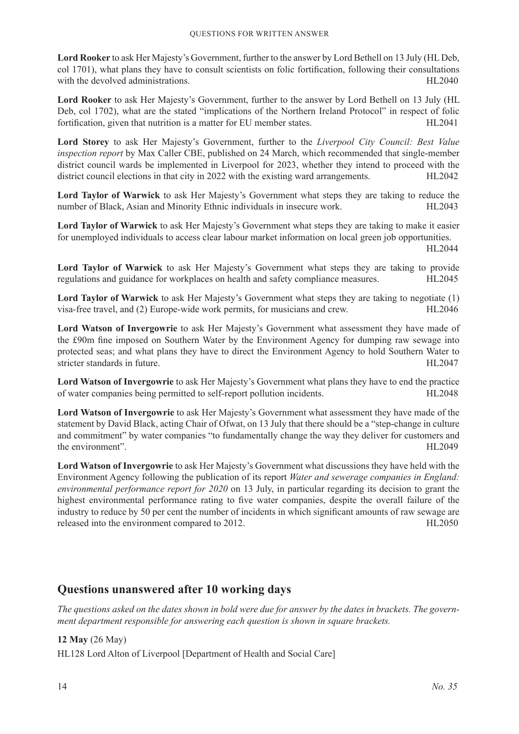**Lord Rooker** to ask Her Majesty's Government, further to the answer by Lord Bethell on 13 July (HL Deb, col 1701), what plans they have to consult scientists on folic fortification, following their consultations with the devolved administrations. HL2040

**Lord Rooker** to ask Her Majesty's Government, further to the answer by Lord Bethell on 13 July (HL Deb, col 1702), what are the stated "implications of the Northern Ireland Protocol" in respect of folic fortification, given that nutrition is a matter for EU member states. HL2041

**Lord Storey** to ask Her Majesty's Government, further to the *Liverpool City Council: Best Value inspection report* by Max Caller CBE, published on 24 March, which recommended that single-member district council wards be implemented in Liverpool for 2023, whether they intend to proceed with the district council elections in that city in 2022 with the existing ward arrangements. HL2042

**Lord Taylor of Warwick** to ask Her Majesty's Government what steps they are taking to reduce the number of Black, Asian and Minority Ethnic individuals in insecure work. HL2043

**Lord Taylor of Warwick** to ask Her Majesty's Government what steps they are taking to make it easier for unemployed individuals to access clear labour market information on local green job opportunities. HL2044

**Lord Taylor of Warwick** to ask Her Majesty's Government what steps they are taking to provide regulations and guidance for workplaces on health and safety compliance measures. HL2045

**Lord Taylor of Warwick** to ask Her Majesty's Government what steps they are taking to negotiate (1) visa-free travel, and (2) Europe-wide work permits, for musicians and crew. HL2046

**Lord Watson of Invergowrie** to ask Her Majesty's Government what assessment they have made of the £90m fine imposed on Southern Water by the Environment Agency for dumping raw sewage into protected seas; and what plans they have to direct the Environment Agency to hold Southern Water to stricter standards in future. HL2047

**Lord Watson of Invergowrie** to ask Her Majesty's Government what plans they have to end the practice of water companies being permitted to self-report pollution incidents. HL2048

**Lord Watson of Invergowrie** to ask Her Majesty's Government what assessment they have made of the statement by David Black, acting Chair of Ofwat, on 13 July that there should be a "step-change in culture and commitment" by water companies "to fundamentally change the way they deliver for customers and the environment". HL2049

**Lord Watson of Invergowrie** to ask Her Majesty's Government what discussions they have held with the Environment Agency following the publication of its report *Water and sewerage companies in England: environmental performance report for 2020* on 13 July, in particular regarding its decision to grant the highest environmental performance rating to five water companies, despite the overall failure of the industry to reduce by 50 per cent the number of incidents in which significant amounts of raw sewage are released into the environment compared to 2012. HL2050

## Questions unanswered after 10 working days

*The questions asked on the dates shown in bold were due for answer by the dates in brackets. The government department responsible for answering each question is shown in square brackets.*

**12 May** (26 May)

HL128 Lord Alton of Liverpool [Department of Health and Social Care]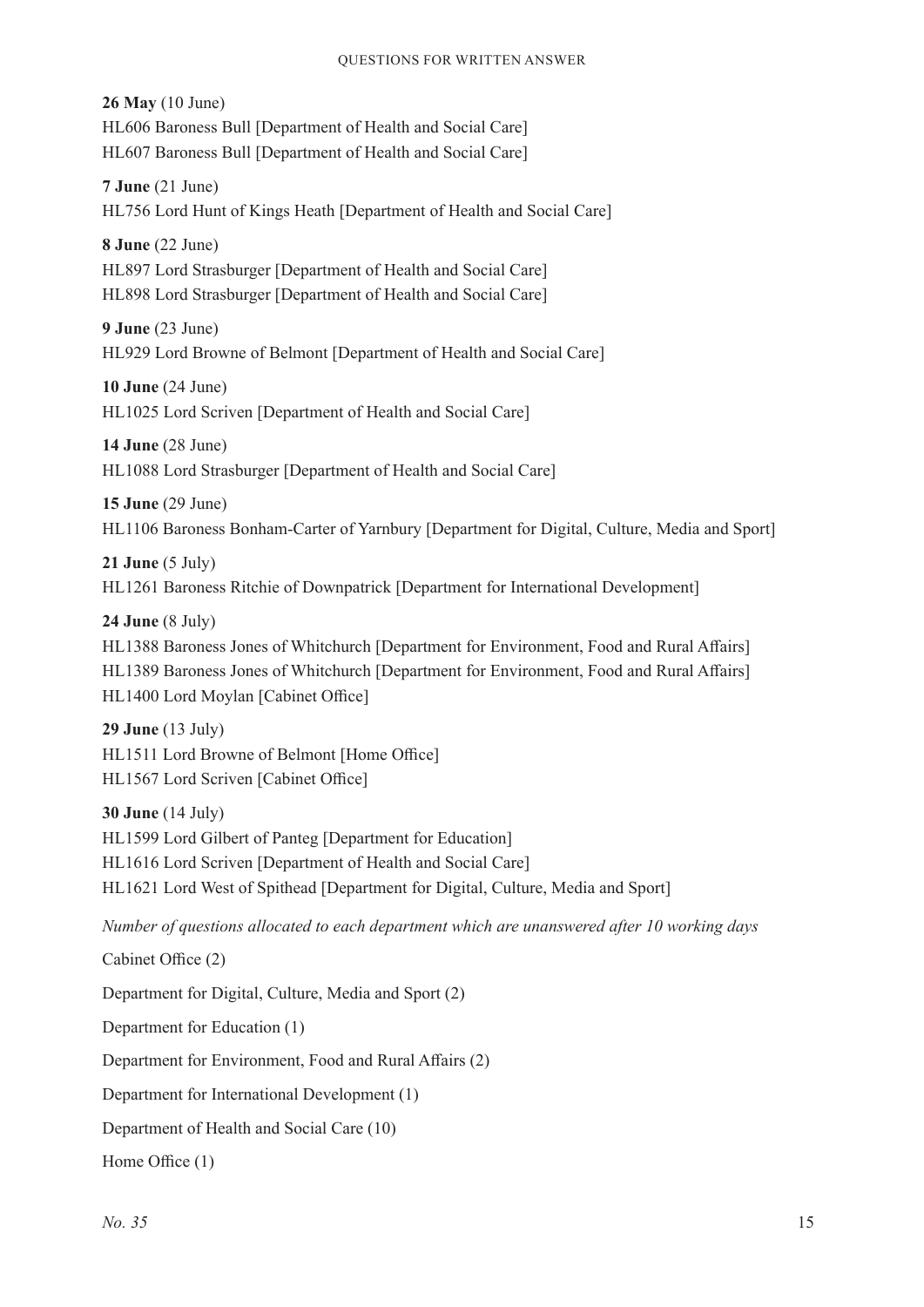**26 May** (10 June)
HL606 Baroness Bull [Department of Health and Social Care]
HL607 Baroness Bull [Department of Health and Social Care]

**7 June** (21 June)
HL756 Lord Hunt of Kings Heath [Department of Health and Social Care]

**8 June** (22 June)
HL897 Lord Strasburger [Department of Health and Social Care]
HL898 Lord Strasburger [Department of Health and Social Care]

**9 June** (23 June)
HL929 Lord Browne of Belmont [Department of Health and Social Care]

**10 June** (24 June)
HL1025 Lord Scriven [Department of Health and Social Care]

**14 June** (28 June)
HL1088 Lord Strasburger [Department of Health and Social Care]

**15 June** (29 June)
HL1106 Baroness Bonham-Carter of Yarnbury [Department for Digital, Culture, Media and Sport]

**21 June** (5 July)
HL1261 Baroness Ritchie of Downpatrick [Department for International Development]

**24 June** (8 July)
HL1388 Baroness Jones of Whitchurch [Department for Environment, Food and Rural Affairs]
HL1389 Baroness Jones of Whitchurch [Department for Environment, Food and Rural Affairs]
HL1400 Lord Moylan [Cabinet Office]

**29 June** (13 July)
HL1511 Lord Browne of Belmont [Home Office]
HL1567 Lord Scriven [Cabinet Office]

**30 June** (14 July)
HL1599 Lord Gilbert of Panteg [Department for Education]
HL1616 Lord Scriven [Department of Health and Social Care]
HL1621 Lord West of Spithead [Department for Digital, Culture, Media and Sport]

*Number of questions allocated to each department which are unanswered after 10 working days*

Cabinet Office (2)

Department for Digital, Culture, Media and Sport (2)

Department for Education (1)

Department for Environment, Food and Rural Affairs (2)

Department for International Development (1)

Department of Health and Social Care (10)

Home Office (1)

*No. 35*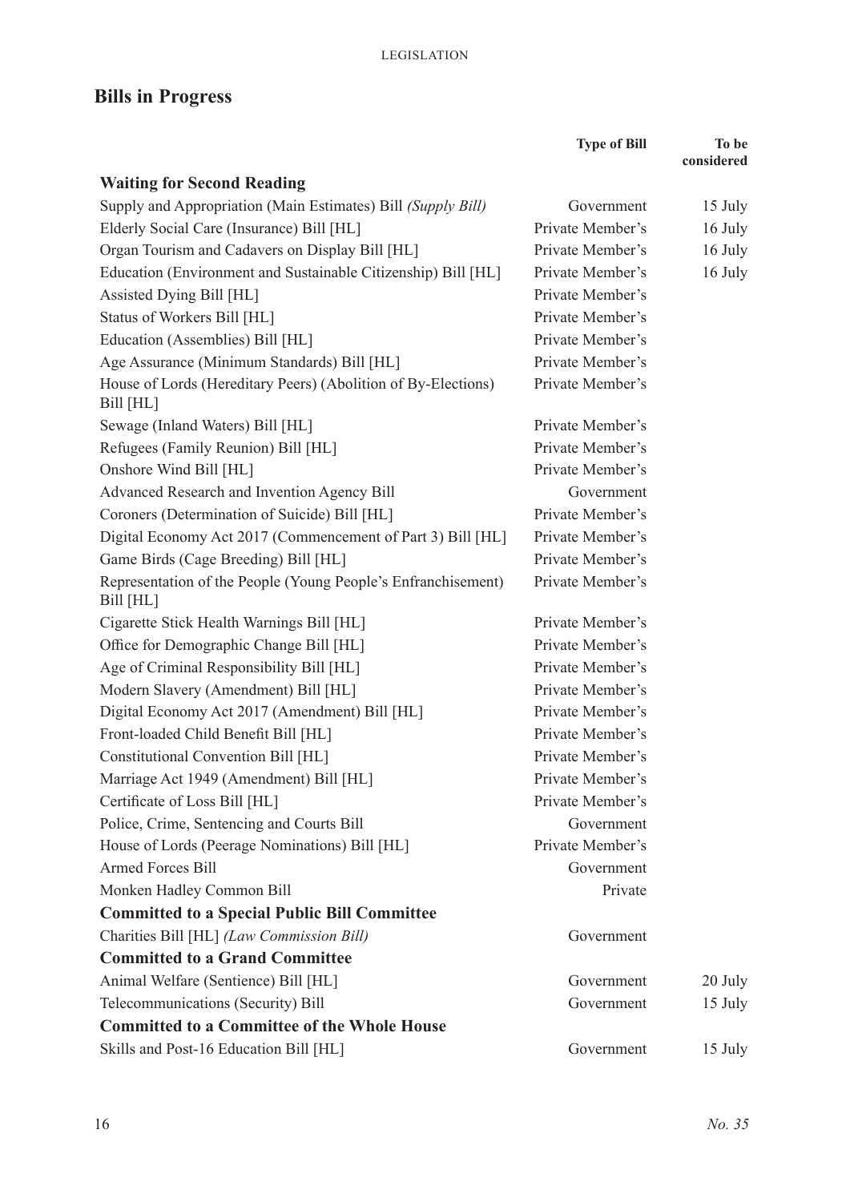## Bills in Progress

| | Type of Bill | To be considered |
|---|---|---|
| **Waiting for Second Reading** | | |
| Supply and Appropriation (Main Estimates) Bill *(Supply Bill)* | Government | 15 July |
| Elderly Social Care (Insurance) Bill [HL] | Private Member's | 16 July |
| Organ Tourism and Cadavers on Display Bill [HL] | Private Member's | 16 July |
| Education (Environment and Sustainable Citizenship) Bill [HL] | Private Member's | 16 July |
| Assisted Dying Bill [HL] | Private Member's | |
| Status of Workers Bill [HL] | Private Member's | |
| Education (Assemblies) Bill [HL] | Private Member's | |
| Age Assurance (Minimum Standards) Bill [HL] | Private Member's | |
| House of Lords (Hereditary Peers) (Abolition of By-Elections) Bill [HL] | Private Member's | |
| Sewage (Inland Waters) Bill [HL] | Private Member's | |
| Refugees (Family Reunion) Bill [HL] | Private Member's | |
| Onshore Wind Bill [HL] | Private Member's | |
| Advanced Research and Invention Agency Bill | Government | |
| Coroners (Determination of Suicide) Bill [HL] | Private Member's | |
| Digital Economy Act 2017 (Commencement of Part 3) Bill [HL] | Private Member's | |
| Game Birds (Cage Breeding) Bill [HL] | Private Member's | |
| Representation of the People (Young People's Enfranchisement) Bill [HL] | Private Member's | |
| Cigarette Stick Health Warnings Bill [HL] | Private Member's | |
| Office for Demographic Change Bill [HL] | Private Member's | |
| Age of Criminal Responsibility Bill [HL] | Private Member's | |
| Modern Slavery (Amendment) Bill [HL] | Private Member's | |
| Digital Economy Act 2017 (Amendment) Bill [HL] | Private Member's | |
| Front-loaded Child Benefit Bill [HL] | Private Member's | |
| Constitutional Convention Bill [HL] | Private Member's | |
| Marriage Act 1949 (Amendment) Bill [HL] | Private Member's | |
| Certificate of Loss Bill [HL] | Private Member's | |
| Police, Crime, Sentencing and Courts Bill | Government | |
| House of Lords (Peerage Nominations) Bill [HL] | Private Member's | |
| Armed Forces Bill | Government | |
| Monken Hadley Common Bill | Private | |
| **Committed to a Special Public Bill Committee** | | |
| Charities Bill [HL] *(Law Commission Bill)* | Government | |
| **Committed to a Grand Committee** | | |
| Animal Welfare (Sentience) Bill [HL] | Government | 20 July |
| Telecommunications (Security) Bill | Government | 15 July |
| **Committed to a Committee of the Whole House** | | |
| Skills and Post-16 Education Bill [HL] | Government | 15 July |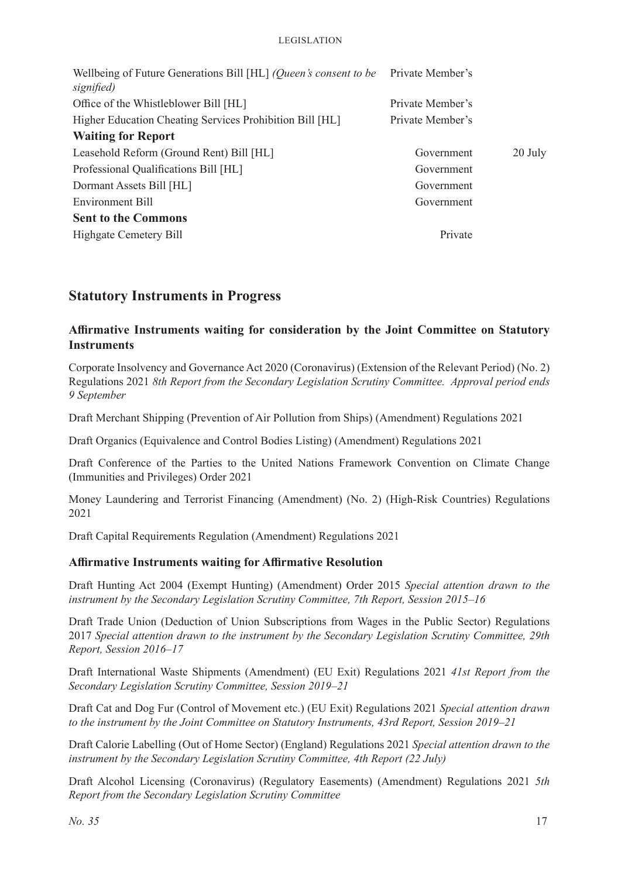| | | |
|---|---|---|
| Wellbeing of Future Generations Bill [HL] *(Queen's consent to be signified)* | Private Member's | |
| Office of the Whistleblower Bill [HL] | Private Member's | |
| Higher Education Cheating Services Prohibition Bill [HL] | Private Member's | |
| **Waiting for Report** | | |
| Leasehold Reform (Ground Rent) Bill [HL] | Government | 20 July |
| Professional Qualifications Bill [HL] | Government | |
| Dormant Assets Bill [HL] | Government | |
| Environment Bill | Government | |
| **Sent to the Commons** | | |
| Highgate Cemetery Bill | Private | |

## Statutory Instruments in Progress

### Affirmative Instruments waiting for consideration by the Joint Committee on Statutory Instruments

Corporate Insolvency and Governance Act 2020 (Coronavirus) (Extension of the Relevant Period) (No. 2) Regulations 2021 *8th Report from the Secondary Legislation Scrutiny Committee. Approval period ends 9 September*

Draft Merchant Shipping (Prevention of Air Pollution from Ships) (Amendment) Regulations 2021

Draft Organics (Equivalence and Control Bodies Listing) (Amendment) Regulations 2021

Draft Conference of the Parties to the United Nations Framework Convention on Climate Change (Immunities and Privileges) Order 2021

Money Laundering and Terrorist Financing (Amendment) (No. 2) (High-Risk Countries) Regulations 2021

Draft Capital Requirements Regulation (Amendment) Regulations 2021

### Affirmative Instruments waiting for Affirmative Resolution

Draft Hunting Act 2004 (Exempt Hunting) (Amendment) Order 2015 *Special attention drawn to the instrument by the Secondary Legislation Scrutiny Committee, 7th Report, Session 2015–16*

Draft Trade Union (Deduction of Union Subscriptions from Wages in the Public Sector) Regulations 2017 *Special attention drawn to the instrument by the Secondary Legislation Scrutiny Committee, 29th Report, Session 2016–17*

Draft International Waste Shipments (Amendment) (EU Exit) Regulations 2021 *41st Report from the Secondary Legislation Scrutiny Committee, Session 2019–21*

Draft Cat and Dog Fur (Control of Movement etc.) (EU Exit) Regulations 2021 *Special attention drawn to the instrument by the Joint Committee on Statutory Instruments, 43rd Report, Session 2019–21*

Draft Calorie Labelling (Out of Home Sector) (England) Regulations 2021 *Special attention drawn to the instrument by the Secondary Legislation Scrutiny Committee, 4th Report (22 July)*

Draft Alcohol Licensing (Coronavirus) (Regulatory Easements) (Amendment) Regulations 2021 *5th Report from the Secondary Legislation Scrutiny Committee*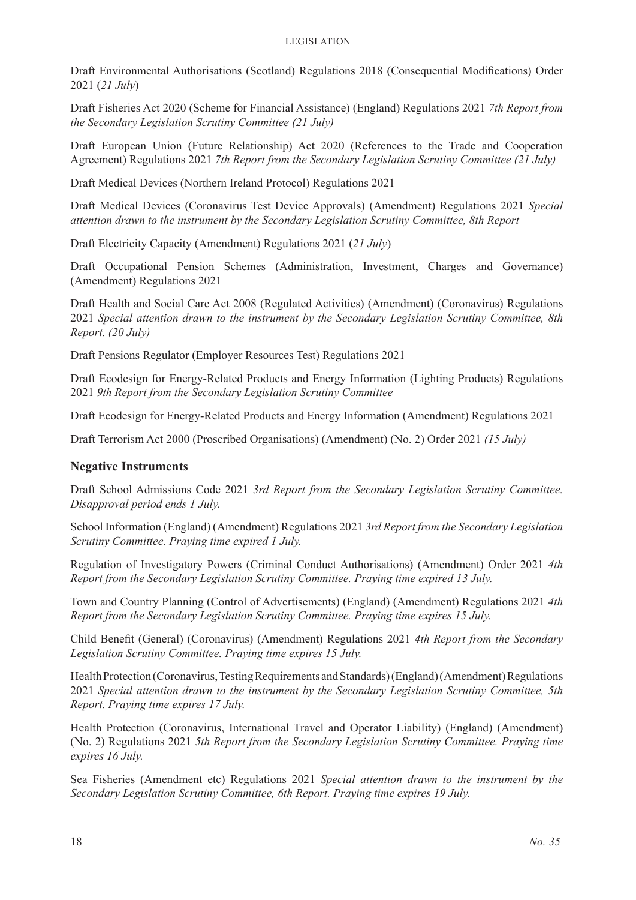Draft Environmental Authorisations (Scotland) Regulations 2018 (Consequential Modifications) Order 2021 (*21 July*)

Draft Fisheries Act 2020 (Scheme for Financial Assistance) (England) Regulations 2021 *7th Report from the Secondary Legislation Scrutiny Committee (21 July)*

Draft European Union (Future Relationship) Act 2020 (References to the Trade and Cooperation Agreement) Regulations 2021 *7th Report from the Secondary Legislation Scrutiny Committee (21 July)*

Draft Medical Devices (Northern Ireland Protocol) Regulations 2021

Draft Medical Devices (Coronavirus Test Device Approvals) (Amendment) Regulations 2021 *Special attention drawn to the instrument by the Secondary Legislation Scrutiny Committee, 8th Report*

Draft Electricity Capacity (Amendment) Regulations 2021 (*21 July*)

Draft Occupational Pension Schemes (Administration, Investment, Charges and Governance) (Amendment) Regulations 2021

Draft Health and Social Care Act 2008 (Regulated Activities) (Amendment) (Coronavirus) Regulations 2021 *Special attention drawn to the instrument by the Secondary Legislation Scrutiny Committee, 8th Report. (20 July)*

Draft Pensions Regulator (Employer Resources Test) Regulations 2021

Draft Ecodesign for Energy-Related Products and Energy Information (Lighting Products) Regulations 2021 *9th Report from the Secondary Legislation Scrutiny Committee*

Draft Ecodesign for Energy-Related Products and Energy Information (Amendment) Regulations 2021

Draft Terrorism Act 2000 (Proscribed Organisations) (Amendment) (No. 2) Order 2021 *(15 July)*

## Negative Instruments

Draft School Admissions Code 2021 *3rd Report from the Secondary Legislation Scrutiny Committee. Disapproval period ends 1 July.*

School Information (England) (Amendment) Regulations 2021 *3rd Report from the Secondary Legislation Scrutiny Committee. Praying time expired 1 July.*

Regulation of Investigatory Powers (Criminal Conduct Authorisations) (Amendment) Order 2021 *4th Report from the Secondary Legislation Scrutiny Committee. Praying time expired 13 July.*

Town and Country Planning (Control of Advertisements) (England) (Amendment) Regulations 2021 *4th Report from the Secondary Legislation Scrutiny Committee. Praying time expires 15 July.*

Child Benefit (General) (Coronavirus) (Amendment) Regulations 2021 *4th Report from the Secondary Legislation Scrutiny Committee. Praying time expires 15 July.*

Health Protection (Coronavirus, Testing Requirements and Standards) (England) (Amendment) Regulations 2021 *Special attention drawn to the instrument by the Secondary Legislation Scrutiny Committee, 5th Report. Praying time expires 17 July.*

Health Protection (Coronavirus, International Travel and Operator Liability) (England) (Amendment) (No. 2) Regulations 2021 *5th Report from the Secondary Legislation Scrutiny Committee. Praying time expires 16 July.*

Sea Fisheries (Amendment etc) Regulations 2021 *Special attention drawn to the instrument by the Secondary Legislation Scrutiny Committee, 6th Report. Praying time expires 19 July.*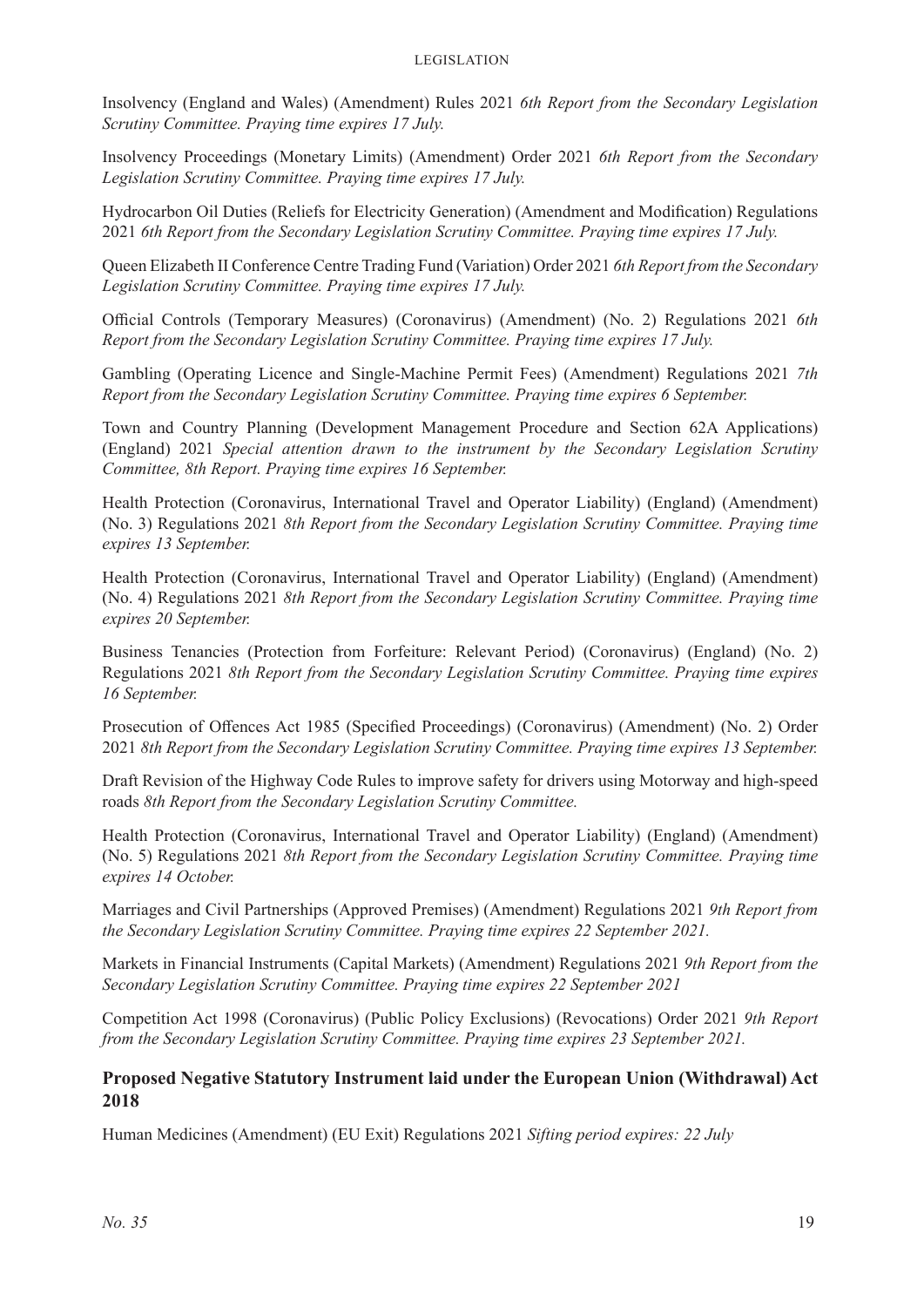Insolvency (England and Wales) (Amendment) Rules 2021 *6th Report from the Secondary Legislation Scrutiny Committee. Praying time expires 17 July.*

Insolvency Proceedings (Monetary Limits) (Amendment) Order 2021 *6th Report from the Secondary Legislation Scrutiny Committee. Praying time expires 17 July.*

Hydrocarbon Oil Duties (Reliefs for Electricity Generation) (Amendment and Modification) Regulations 2021 *6th Report from the Secondary Legislation Scrutiny Committee. Praying time expires 17 July.*

Queen Elizabeth II Conference Centre Trading Fund (Variation) Order 2021 *6th Report from the Secondary Legislation Scrutiny Committee. Praying time expires 17 July.*

Official Controls (Temporary Measures) (Coronavirus) (Amendment) (No. 2) Regulations 2021 *6th Report from the Secondary Legislation Scrutiny Committee. Praying time expires 17 July.*

Gambling (Operating Licence and Single-Machine Permit Fees) (Amendment) Regulations 2021 *7th Report from the Secondary Legislation Scrutiny Committee. Praying time expires 6 September.*

Town and Country Planning (Development Management Procedure and Section 62A Applications) (England) 2021 *Special attention drawn to the instrument by the Secondary Legislation Scrutiny Committee, 8th Report. Praying time expires 16 September.*

Health Protection (Coronavirus, International Travel and Operator Liability) (England) (Amendment) (No. 3) Regulations 2021 *8th Report from the Secondary Legislation Scrutiny Committee. Praying time expires 13 September.*

Health Protection (Coronavirus, International Travel and Operator Liability) (England) (Amendment) (No. 4) Regulations 2021 *8th Report from the Secondary Legislation Scrutiny Committee. Praying time expires 20 September.*

Business Tenancies (Protection from Forfeiture: Relevant Period) (Coronavirus) (England) (No. 2) Regulations 2021 *8th Report from the Secondary Legislation Scrutiny Committee. Praying time expires 16 September.*

Prosecution of Offences Act 1985 (Specified Proceedings) (Coronavirus) (Amendment) (No. 2) Order 2021 *8th Report from the Secondary Legislation Scrutiny Committee. Praying time expires 13 September.*

Draft Revision of the Highway Code Rules to improve safety for drivers using Motorway and high-speed roads *8th Report from the Secondary Legislation Scrutiny Committee.*

Health Protection (Coronavirus, International Travel and Operator Liability) (England) (Amendment) (No. 5) Regulations 2021 *8th Report from the Secondary Legislation Scrutiny Committee. Praying time expires 14 October.*

Marriages and Civil Partnerships (Approved Premises) (Amendment) Regulations 2021 *9th Report from the Secondary Legislation Scrutiny Committee. Praying time expires 22 September 2021.*

Markets in Financial Instruments (Capital Markets) (Amendment) Regulations 2021 *9th Report from the Secondary Legislation Scrutiny Committee. Praying time expires 22 September 2021*

Competition Act 1998 (Coronavirus) (Public Policy Exclusions) (Revocations) Order 2021 *9th Report from the Secondary Legislation Scrutiny Committee. Praying time expires 23 September 2021.*

### Proposed Negative Statutory Instrument laid under the European Union (Withdrawal) Act 2018

Human Medicines (Amendment) (EU Exit) Regulations 2021 *Sifting period expires: 22 July*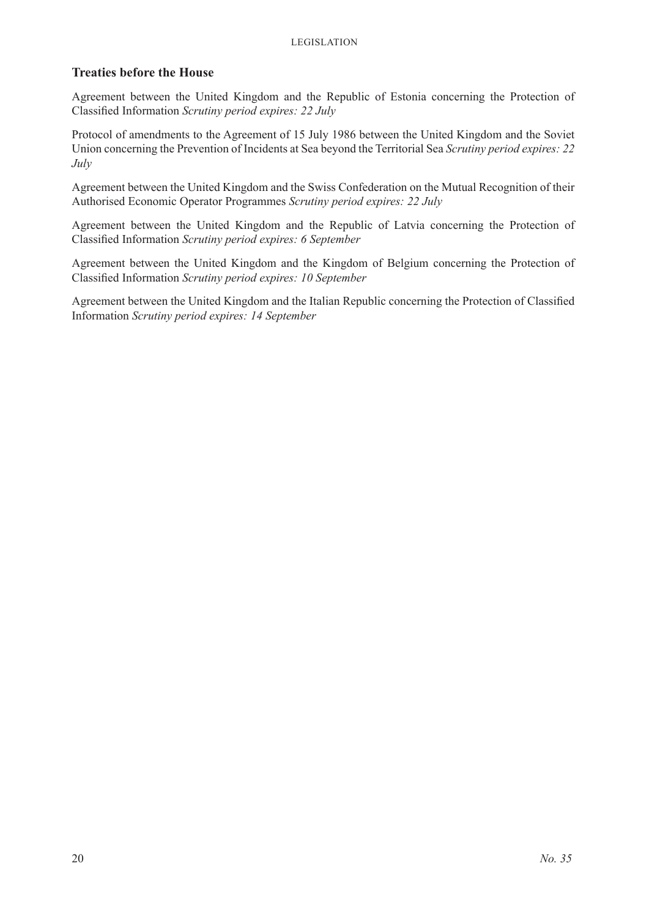## Treaties before the House

Agreement between the United Kingdom and the Republic of Estonia concerning the Protection of Classified Information *Scrutiny period expires: 22 July*

Protocol of amendments to the Agreement of 15 July 1986 between the United Kingdom and the Soviet Union concerning the Prevention of Incidents at Sea beyond the Territorial Sea *Scrutiny period expires: 22 July*

Agreement between the United Kingdom and the Swiss Confederation on the Mutual Recognition of their Authorised Economic Operator Programmes *Scrutiny period expires: 22 July*

Agreement between the United Kingdom and the Republic of Latvia concerning the Protection of Classified Information *Scrutiny period expires: 6 September*

Agreement between the United Kingdom and the Kingdom of Belgium concerning the Protection of Classified Information *Scrutiny period expires: 10 September*

Agreement between the United Kingdom and the Italian Republic concerning the Protection of Classified Information *Scrutiny period expires: 14 September*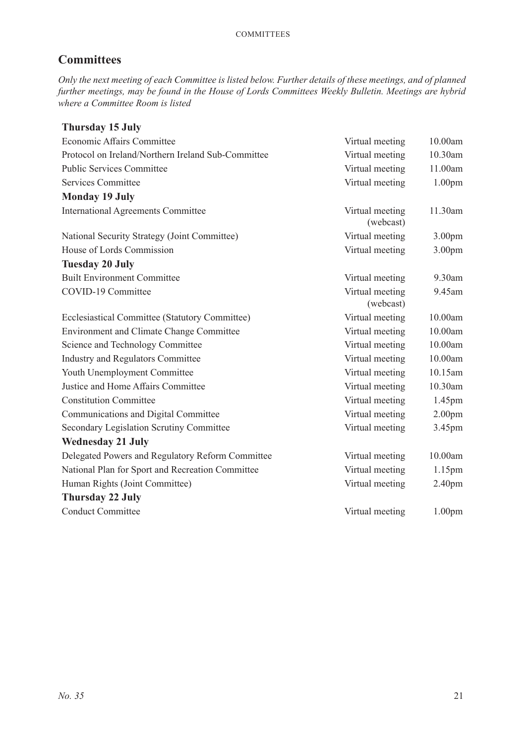## Committees

*Only the next meeting of each Committee is listed below. Further details of these meetings, and of planned further meetings, may be found in the House of Lords Committees Weekly Bulletin. Meetings are hybrid where a Committee Room is listed*

| | | |
|---|---|---|
| **Thursday 15 July** | | |
| Economic Affairs Committee | Virtual meeting | 10.00am |
| Protocol on Ireland/Northern Ireland Sub-Committee | Virtual meeting | 10.30am |
| Public Services Committee | Virtual meeting | 11.00am |
| Services Committee | Virtual meeting | 1.00pm |
| **Monday 19 July** | | |
| International Agreements Committee | Virtual meeting (webcast) | 11.30am |
| National Security Strategy (Joint Committee) | Virtual meeting | 3.00pm |
| House of Lords Commission | Virtual meeting | 3.00pm |
| **Tuesday 20 July** | | |
| Built Environment Committee | Virtual meeting | 9.30am |
| COVID-19 Committee | Virtual meeting (webcast) | 9.45am |
| Ecclesiastical Committee (Statutory Committee) | Virtual meeting | 10.00am |
| Environment and Climate Change Committee | Virtual meeting | 10.00am |
| Science and Technology Committee | Virtual meeting | 10.00am |
| Industry and Regulators Committee | Virtual meeting | 10.00am |
| Youth Unemployment Committee | Virtual meeting | 10.15am |
| Justice and Home Affairs Committee | Virtual meeting | 10.30am |
| Constitution Committee | Virtual meeting | 1.45pm |
| Communications and Digital Committee | Virtual meeting | 2.00pm |
| Secondary Legislation Scrutiny Committee | Virtual meeting | 3.45pm |
| **Wednesday 21 July** | | |
| Delegated Powers and Regulatory Reform Committee | Virtual meeting | 10.00am |
| National Plan for Sport and Recreation Committee | Virtual meeting | 1.15pm |
| Human Rights (Joint Committee) | Virtual meeting | 2.40pm |
| **Thursday 22 July** | | |
| Conduct Committee | Virtual meeting | 1.00pm |

*No. 35*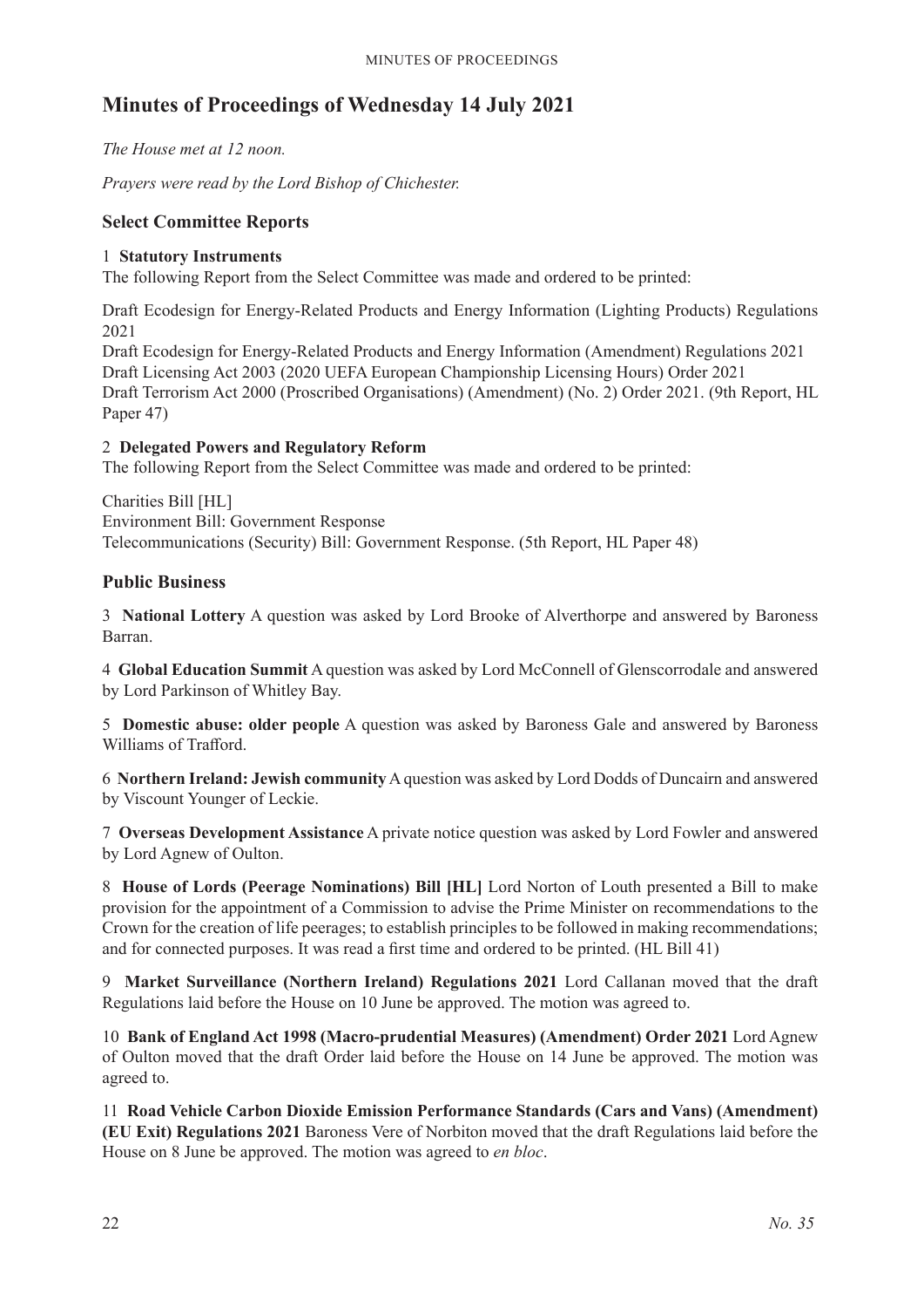# Minutes of Proceedings of Wednesday 14 July 2021

*The House met at 12 noon.*

*Prayers were read by the Lord Bishop of Chichester.*

## Select Committee Reports

1 **Statutory Instruments**
The following Report from the Select Committee was made and ordered to be printed:

Draft Ecodesign for Energy-Related Products and Energy Information (Lighting Products) Regulations 2021
Draft Ecodesign for Energy-Related Products and Energy Information (Amendment) Regulations 2021
Draft Licensing Act 2003 (2020 UEFA European Championship Licensing Hours) Order 2021
Draft Terrorism Act 2000 (Proscribed Organisations) (Amendment) (No. 2) Order 2021. (9th Report, HL Paper 47)

2 **Delegated Powers and Regulatory Reform**
The following Report from the Select Committee was made and ordered to be printed:

Charities Bill [HL]
Environment Bill: Government Response
Telecommunications (Security) Bill: Government Response. (5th Report, HL Paper 48)

## Public Business

3 **National Lottery** A question was asked by Lord Brooke of Alverthorpe and answered by Baroness Barran.

4 **Global Education Summit** A question was asked by Lord McConnell of Glenscorrodale and answered by Lord Parkinson of Whitley Bay.

5 **Domestic abuse: older people** A question was asked by Baroness Gale and answered by Baroness Williams of Trafford.

6 **Northern Ireland: Jewish community** A question was asked by Lord Dodds of Duncairn and answered by Viscount Younger of Leckie.

7 **Overseas Development Assistance** A private notice question was asked by Lord Fowler and answered by Lord Agnew of Oulton.

8 **House of Lords (Peerage Nominations) Bill [HL]** Lord Norton of Louth presented a Bill to make provision for the appointment of a Commission to advise the Prime Minister on recommendations to the Crown for the creation of life peerages; to establish principles to be followed in making recommendations; and for connected purposes. It was read a first time and ordered to be printed. (HL Bill 41)

9 **Market Surveillance (Northern Ireland) Regulations 2021** Lord Callanan moved that the draft Regulations laid before the House on 10 June be approved. The motion was agreed to.

10 **Bank of England Act 1998 (Macro-prudential Measures) (Amendment) Order 2021** Lord Agnew of Oulton moved that the draft Order laid before the House on 14 June be approved. The motion was agreed to.

11 **Road Vehicle Carbon Dioxide Emission Performance Standards (Cars and Vans) (Amendment) (EU Exit) Regulations 2021** Baroness Vere of Norbiton moved that the draft Regulations laid before the House on 8 June be approved. The motion was agreed to *en bloc*.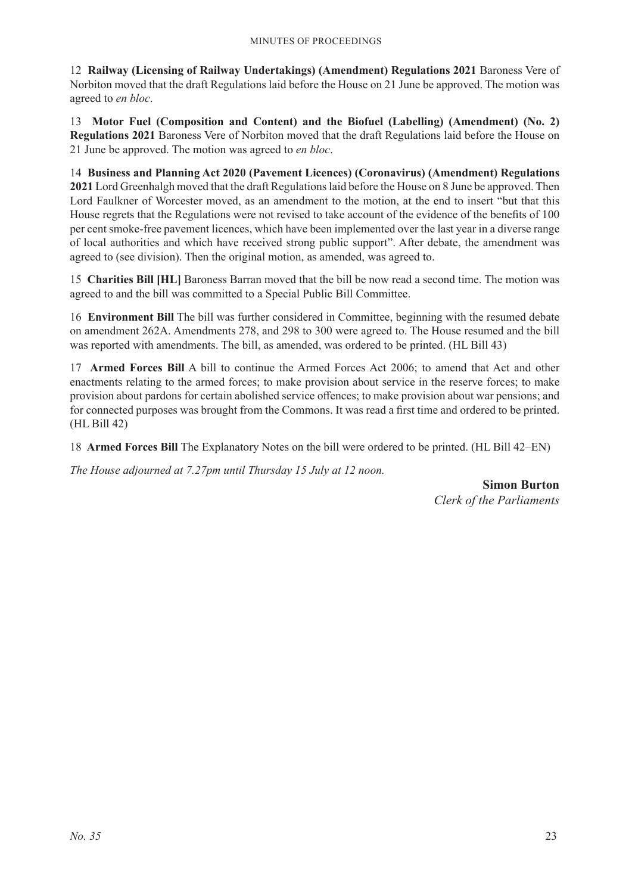12 **Railway (Licensing of Railway Undertakings) (Amendment) Regulations 2021** Baroness Vere of Norbiton moved that the draft Regulations laid before the House on 21 June be approved. The motion was agreed to *en bloc*.

13 **Motor Fuel (Composition and Content) and the Biofuel (Labelling) (Amendment) (No. 2) Regulations 2021** Baroness Vere of Norbiton moved that the draft Regulations laid before the House on 21 June be approved. The motion was agreed to *en bloc*.

14 **Business and Planning Act 2020 (Pavement Licences) (Coronavirus) (Amendment) Regulations 2021** Lord Greenhalgh moved that the draft Regulations laid before the House on 8 June be approved. Then Lord Faulkner of Worcester moved, as an amendment to the motion, at the end to insert "but that this House regrets that the Regulations were not revised to take account of the evidence of the benefits of 100 per cent smoke-free pavement licences, which have been implemented over the last year in a diverse range of local authorities and which have received strong public support". After debate, the amendment was agreed to (see division). Then the original motion, as amended, was agreed to.

15 **Charities Bill [HL]** Baroness Barran moved that the bill be now read a second time. The motion was agreed to and the bill was committed to a Special Public Bill Committee.

16 **Environment Bill** The bill was further considered in Committee, beginning with the resumed debate on amendment 262A. Amendments 278, and 298 to 300 were agreed to. The House resumed and the bill was reported with amendments. The bill, as amended, was ordered to be printed. (HL Bill 43)

17 **Armed Forces Bill** A bill to continue the Armed Forces Act 2006; to amend that Act and other enactments relating to the armed forces; to make provision about service in the reserve forces; to make provision about pardons for certain abolished service offences; to make provision about war pensions; and for connected purposes was brought from the Commons. It was read a first time and ordered to be printed. (HL Bill 42)

18 **Armed Forces Bill** The Explanatory Notes on the bill were ordered to be printed. (HL Bill 42–EN)

*The House adjourned at 7.27pm until Thursday 15 July at 12 noon.*

**Simon Burton**
*Clerk of the Parliaments*

*No. 35*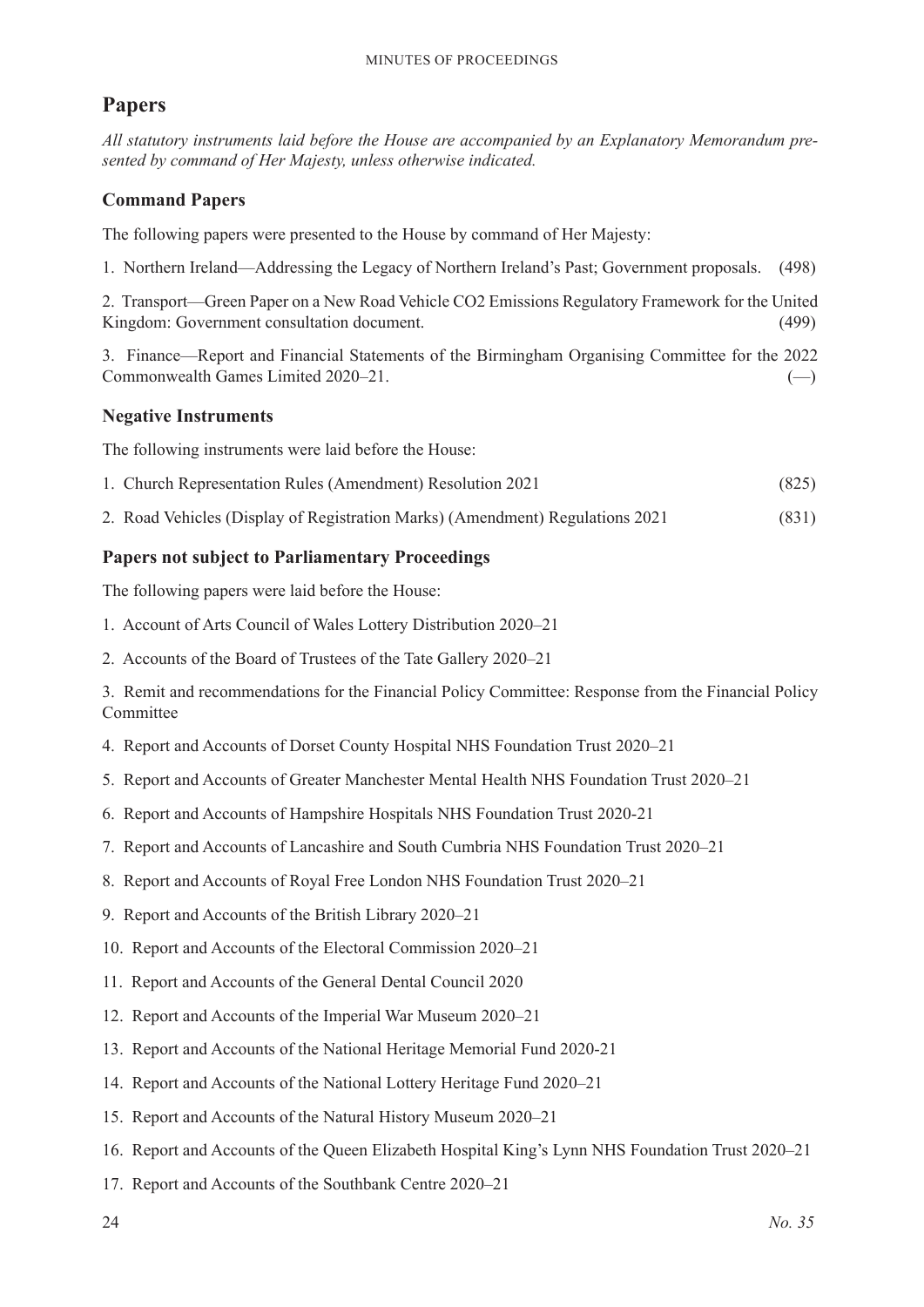## Papers

*All statutory instruments laid before the House are accompanied by an Explanatory Memorandum presented by command of Her Majesty, unless otherwise indicated.*

### Command Papers

The following papers were presented to the House by command of Her Majesty:

1. Northern Ireland—Addressing the Legacy of Northern Ireland's Past; Government proposals. (498)

2. Transport—Green Paper on a New Road Vehicle CO2 Emissions Regulatory Framework for the United Kingdom: Government consultation document. (499)

3. Finance—Report and Financial Statements of the Birmingham Organising Committee for the 2022 Commonwealth Games Limited 2020–21. (—)

### Negative Instruments

The following instruments were laid before the House:

1. Church Representation Rules (Amendment) Resolution 2021 (825)

2. Road Vehicles (Display of Registration Marks) (Amendment) Regulations 2021 (831)

### Papers not subject to Parliamentary Proceedings

The following papers were laid before the House:

1. Account of Arts Council of Wales Lottery Distribution 2020–21

2. Accounts of the Board of Trustees of the Tate Gallery 2020–21

3. Remit and recommendations for the Financial Policy Committee: Response from the Financial Policy Committee

4. Report and Accounts of Dorset County Hospital NHS Foundation Trust 2020–21

5. Report and Accounts of Greater Manchester Mental Health NHS Foundation Trust 2020–21

6. Report and Accounts of Hampshire Hospitals NHS Foundation Trust 2020-21

7. Report and Accounts of Lancashire and South Cumbria NHS Foundation Trust 2020–21

8. Report and Accounts of Royal Free London NHS Foundation Trust 2020–21

9. Report and Accounts of the British Library 2020–21

10. Report and Accounts of the Electoral Commission 2020–21

11. Report and Accounts of the General Dental Council 2020

12. Report and Accounts of the Imperial War Museum 2020–21

13. Report and Accounts of the National Heritage Memorial Fund 2020-21

14. Report and Accounts of the National Lottery Heritage Fund 2020–21

15. Report and Accounts of the Natural History Museum 2020–21

16. Report and Accounts of the Queen Elizabeth Hospital King's Lynn NHS Foundation Trust 2020–21

17. Report and Accounts of the Southbank Centre 2020–21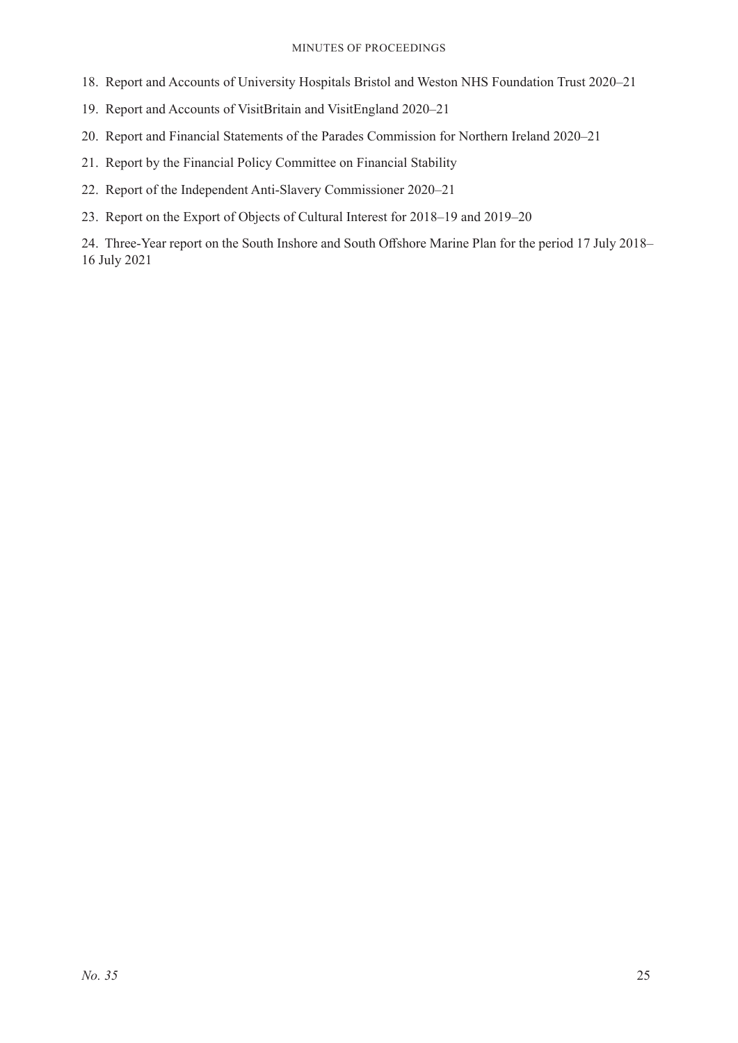18. Report and Accounts of University Hospitals Bristol and Weston NHS Foundation Trust 2020–21

19. Report and Accounts of VisitBritain and VisitEngland 2020–21

20. Report and Financial Statements of the Parades Commission for Northern Ireland 2020–21

21. Report by the Financial Policy Committee on Financial Stability

22. Report of the Independent Anti-Slavery Commissioner 2020–21

23. Report on the Export of Objects of Cultural Interest for 2018–19 and 2019–20

24. Three-Year report on the South Inshore and South Offshore Marine Plan for the period 17 July 2018–16 July 2021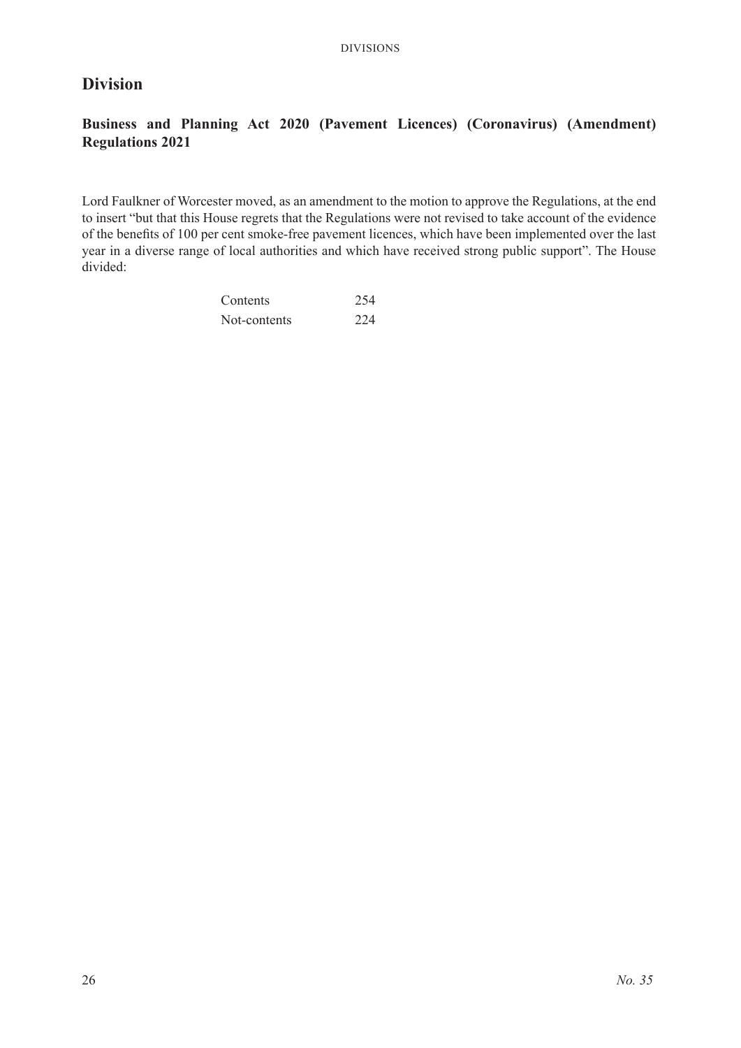## Division

### Business and Planning Act 2020 (Pavement Licences) (Coronavirus) (Amendment) Regulations 2021

Lord Faulkner of Worcester moved, as an amendment to the motion to approve the Regulations, at the end to insert "but that this House regrets that the Regulations were not revised to take account of the evidence of the benefits of 100 per cent smoke-free pavement licences, which have been implemented over the last year in a diverse range of local authorities and which have received strong public support". The House divided:

| | |
|---|---|
| Contents | 254 |
| Not-contents | 224 |